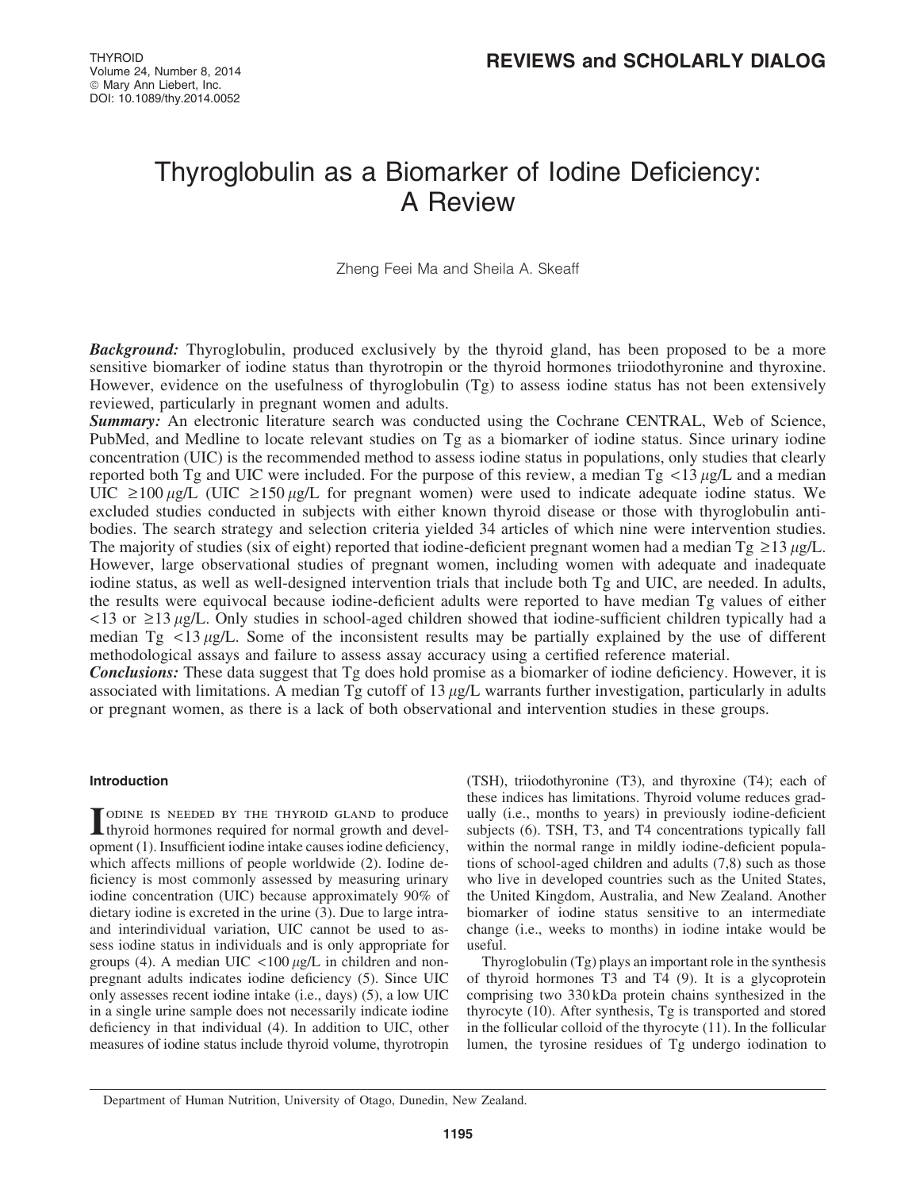# Thyroglobulin as a Biomarker of Iodine Deficiency: A Review

Zheng Feei Ma and Sheila A. Skeaff

***Background:*** Thyroglobulin, produced exclusively by the thyroid gland, has been proposed to be a more sensitive biomarker of iodine status than thyrotropin or the thyroid hormones triiodothyronine and thyroxine. However, evidence on the usefulness of thyroglobulin (Tg) to assess iodine status has not been extensively reviewed, particularly in pregnant women and adults.

***Summary:*** An electronic literature search was conducted using the Cochrane CENTRAL, Web of Science, PubMed, and Medline to locate relevant studies on Tg as a biomarker of iodine status. Since urinary iodine concentration (UIC) is the recommended method to assess iodine status in populations, only studies that clearly reported both Tg and UIC were included. For the purpose of this review, a median Tg $<13\ \mu$g/L and a median UIC $\geq 100\ \mu$g/L (UIC $\geq 150\ \mu$g/L for pregnant women) were used to indicate adequate iodine status. We excluded studies conducted in subjects with either known thyroid disease or those with thyroglobulin antibodies. The search strategy and selection criteria yielded 34 articles of which nine were intervention studies. The majority of studies (six of eight) reported that iodine-deficient pregnant women had a median Tg $\geq 13\ \mu$g/L. However, large observational studies of pregnant women, including women with adequate and inadequate iodine status, as well as well-designed intervention trials that include both Tg and UIC, are needed. In adults, the results were equivocal because iodine-deficient adults were reported to have median Tg values of either $<13$ or $\geq 13\ \mu$g/L. Only studies in school-aged children showed that iodine-sufficient children typically had a median Tg $<13\ \mu$g/L. Some of the inconsistent results may be partially explained by the use of different methodological assays and failure to assess assay accuracy using a certified reference material.

***Conclusions:*** These data suggest that Tg does hold promise as a biomarker of iodine deficiency. However, it is associated with limitations. A median Tg cutoff of $13\ \mu$g/L warrants further investigation, particularly in adults or pregnant women, as there is a lack of both observational and intervention studies in these groups.

## Introduction

Iodine is needed by the thyroid gland to produce thyroid hormones required for normal growth and development (1). Insufficient iodine intake causes iodine deficiency, which affects millions of people worldwide (2). Iodine deficiency is most commonly assessed by measuring urinary iodine concentration (UIC) because approximately 90% of dietary iodine is excreted in the urine (3). Due to large intra- and interindividual variation, UIC cannot be used to assess iodine status in individuals and is only appropriate for groups (4). A median UIC $<100\ \mu$g/L in children and non-pregnant adults indicates iodine deficiency (5). Since UIC only assesses recent iodine intake (i.e., days) (5), a low UIC in a single urine sample does not necessarily indicate iodine deficiency in that individual (4). In addition to UIC, other measures of iodine status include thyroid volume, thyrotropin (TSH), triiodothyronine (T3), and thyroxine (T4); each of these indices has limitations. Thyroid volume reduces gradually (i.e., months to years) in previously iodine-deficient subjects (6). TSH, T3, and T4 concentrations typically fall within the normal range in mildly iodine-deficient populations of school-aged children and adults (7,8) such as those who live in developed countries such as the United States, the United Kingdom, Australia, and New Zealand. Another biomarker of iodine status sensitive to an intermediate change (i.e., weeks to months) in iodine intake would be useful.

Thyroglobulin (Tg) plays an important role in the synthesis of thyroid hormones T3 and T4 (9). It is a glycoprotein comprising two 330 kDa protein chains synthesized in the thyrocyte (10). After synthesis, Tg is transported and stored in the follicular colloid of the thyrocyte (11). In the follicular lumen, the tyrosine residues of Tg undergo iodination to

Department of Human Nutrition, University of Otago, Dunedin, New Zealand.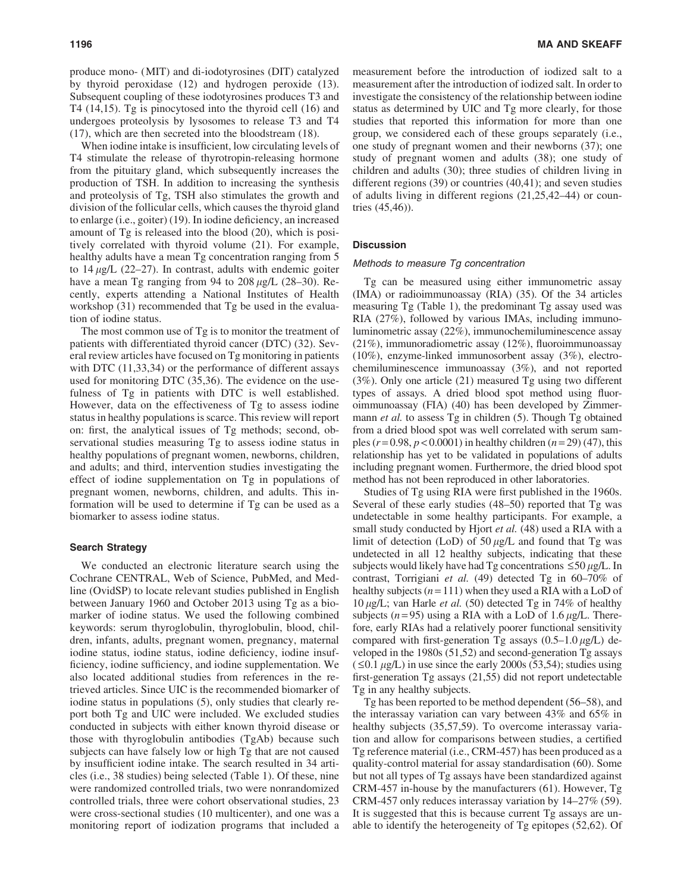produce mono- (MIT) and di-iodotyrosines (DIT) catalyzed by thyroid peroxidase (12) and hydrogen peroxide (13). Subsequent coupling of these iodotyrosines produces T3 and T4 (14,15). Tg is pinocytosed into the thyroid cell (16) and undergoes proteolysis by lysosomes to release T3 and T4 (17), which are then secreted into the bloodstream (18).

When iodine intake is insufficient, low circulating levels of T4 stimulate the release of thyrotropin-releasing hormone from the pituitary gland, which subsequently increases the production of TSH. In addition to increasing the synthesis and proteolysis of Tg, TSH also stimulates the growth and division of the follicular cells, which causes the thyroid gland to enlarge (i.e., goiter) (19). In iodine deficiency, an increased amount of Tg is released into the blood (20), which is positively correlated with thyroid volume (21). For example, healthy adults have a mean Tg concentration ranging from 5 to 14 $\mu$g/L (22–27). In contrast, adults with endemic goiter have a mean Tg ranging from 94 to 208 $\mu$g/L (28–30). Recently, experts attending a National Institutes of Health workshop (31) recommended that Tg be used in the evaluation of iodine status.

The most common use of Tg is to monitor the treatment of patients with differentiated thyroid cancer (DTC) (32). Several review articles have focused on Tg monitoring in patients with DTC (11,33,34) or the performance of different assays used for monitoring DTC (35,36). The evidence on the usefulness of Tg in patients with DTC is well established. However, data on the effectiveness of Tg to assess iodine status in healthy populations is scarce. This review will report on: first, the analytical issues of Tg methods; second, observational studies measuring Tg to assess iodine status in healthy populations of pregnant women, newborns, children, and adults; and third, intervention studies investigating the effect of iodine supplementation on Tg in populations of pregnant women, newborns, children, and adults. This information will be used to determine if Tg can be used as a biomarker to assess iodine status.

## Search Strategy

We conducted an electronic literature search using the Cochrane CENTRAL, Web of Science, PubMed, and Medline (OvidSP) to locate relevant studies published in English between January 1960 and October 2013 using Tg as a biomarker of iodine status. We used the following combined keywords: serum thyroglobulin, thyroglobulin, blood, children, infants, adults, pregnant women, pregnancy, maternal iodine status, iodine status, iodine deficiency, iodine insufficiency, iodine sufficiency, and iodine supplementation. We also located additional studies from references in the retrieved articles. Since UIC is the recommended biomarker of iodine status in populations (5), only studies that clearly report both Tg and UIC were included. We excluded studies conducted in subjects with either known thyroid disease or those with thyroglobulin antibodies (TgAb) because such subjects can have falsely low or high Tg that are not caused by insufficient iodine intake. The search resulted in 34 articles (i.e., 38 studies) being selected (Table 1). Of these, nine were randomized controlled trials, two were nonrandomized controlled trials, three were cohort observational studies, 23 were cross-sectional studies (10 multicenter), and one was a monitoring report of iodization programs that included a measurement before the introduction of iodized salt to a measurement after the introduction of iodized salt. In order to investigate the consistency of the relationship between iodine status as determined by UIC and Tg more clearly, for those studies that reported this information for more than one group, we considered each of these groups separately (i.e., one study of pregnant women and their newborns (37); one study of pregnant women and adults (38); one study of children and adults (30); three studies of children living in different regions (39) or countries (40,41); and seven studies of adults living in different regions (21,25,42–44) or countries (45,46)).

## Discussion

### Methods to measure Tg concentration

Tg can be measured using either immunometric assay (IMA) or radioimmunoassay (RIA) (35). Of the 34 articles measuring Tg (Table 1), the predominant Tg assay used was RIA (27%), followed by various IMAs, including immunoluminometric assay (22%), immunochemiluminescence assay (21%), immunoradiometric assay (12%), fluoroimmunoassay (10%), enzyme-linked immunosorbent assay (3%), electrochemiluminescence immunoassay (3%), and not reported (3%). Only one article (21) measured Tg using two different types of assays. A dried blood spot method using fluoroimmunoassay (FIA) (40) has been developed by Zimmermann *et al.* to assess Tg in children (5). Though Tg obtained from a dried blood spot was well correlated with serum samples ($r = 0.98$, $p < 0.0001$) in healthy children ($n = 29$) (47), this relationship has yet to be validated in populations of adults including pregnant women. Furthermore, the dried blood spot method has not been reproduced in other laboratories.

Studies of Tg using RIA were first published in the 1960s. Several of these early studies (48–50) reported that Tg was undetectable in some healthy participants. For example, a small study conducted by Hjort *et al.* (48) used a RIA with a limit of detection (LoD) of 50 $\mu$g/L and found that Tg was undetected in all 12 healthy subjects, indicating that these subjects would likely have had Tg concentrations $\leq 50$ $\mu$g/L. In contrast, Torrigiani *et al.* (49) detected Tg in 60–70% of healthy subjects ($n = 111$) when they used a RIA with a LoD of 10 $\mu$g/L; van Harle *et al.* (50) detected Tg in 74% of healthy subjects ($n = 95$) using a RIA with a LoD of 1.6 $\mu$g/L. Therefore, early RIAs had a relatively poorer functional sensitivity compared with first-generation Tg assays (0.5–1.0 $\mu$g/L) developed in the 1980s (51,52) and second-generation Tg assays ($\leq 0.1$ $\mu$g/L) in use since the early 2000s (53,54); studies using first-generation Tg assays (21,55) did not report undetectable Tg in any healthy subjects.

Tg has been reported to be method dependent (56–58), and the interassay variation can vary between 43% and 65% in healthy subjects (35,57,59). To overcome interassay variation and allow for comparisons between studies, a certified Tg reference material (i.e., CRM-457) has been produced as a quality-control material for assay standardisation (60). Some but not all types of Tg assays have been standardized against CRM-457 in-house by the manufacturers (61). However, Tg CRM-457 only reduces interassay variation by 14–27% (59). It is suggested that this is because current Tg assays are unable to identify the heterogeneity of Tg epitopes (52,62). Of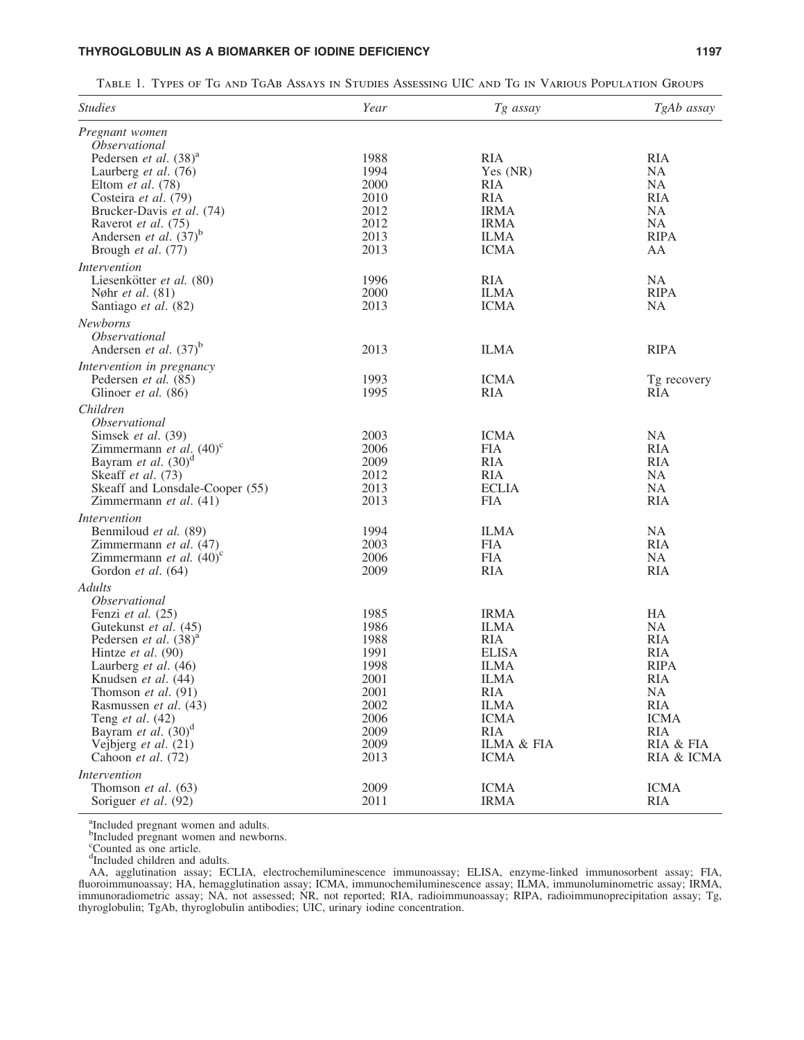Table 1. Types of Tg and TgAb Assays in Studies Assessing UIC and Tg in Various Population Groups

| *Studies* | *Year* | *Tg assay* | *TgAb assay* |
|---|---|---|---|
| *Pregnant women* | | | |
| *Observational* | | | |
| Pedersen *et al.* (38)[a] | 1988 | RIA | RIA |
| Laurberg *et al.* (76) | 1994 | Yes (NR) | NA |
| Eltom *et al.* (78) | 2000 | RIA | NA |
| Costeira *et al.* (79) | 2010 | RIA | RIA |
| Brucker-Davis *et al.* (74) | 2012 | IRMA | NA |
| Raverot *et al.* (75) | 2012 | IRMA | NA |
| Andersen *et al.* (37)[b] | 2013 | ILMA | RIPA |
| Brough *et al.* (77) | 2013 | ICMA | AA |
| *Intervention* | | | |
| Liesenkötter *et al.* (80) | 1996 | RIA | NA |
| Nøhr *et al.* (81) | 2000 | ILMA | RIPA |
| Santiago *et al.* (82) | 2013 | ICMA | NA |
| *Newborns* | | | |
| *Observational* | | | |
| Andersen *et al.* (37)[b] | 2013 | ILMA | RIPA |
| *Intervention in pregnancy* | | | |
| Pedersen *et al.* (85) | 1993 | ICMA | Tg recovery |
| Glinoer *et al.* (86) | 1995 | RIA | RIA |
| *Children* | | | |
| *Observational* | | | |
| Simsek *et al.* (39) | 2003 | ICMA | NA |
| Zimmermann *et al.* (40)[c] | 2006 | FIA | RIA |
| Bayram *et al.* (30)[d] | 2009 | RIA | RIA |
| Skeaff *et al.* (73) | 2012 | RIA | NA |
| Skeaff and Lonsdale-Cooper (55) | 2013 | ECLIA | NA |
| Zimmermann *et al.* (41) | 2013 | FIA | RIA |
| *Intervention* | | | |
| Benmiloud *et al.* (89) | 1994 | ILMA | NA |
| Zimmermann *et al.* (47) | 2003 | FIA | RIA |
| Zimmermann *et al.* (40)[c] | 2006 | FIA | NA |
| Gordon *et al.* (64) | 2009 | RIA | RIA |
| *Adults* | | | |
| *Observational* | | | |
| Fenzi *et al.* (25) | 1985 | IRMA | HA |
| Gutekunst *et al.* (45) | 1986 | ILMA | NA |
| Pedersen *et al.* (38)[a] | 1988 | RIA | RIA |
| Hintze *et al.* (90) | 1991 | ELISA | RIA |
| Laurberg *et al.* (46) | 1998 | ILMA | RIPA |
| Knudsen *et al.* (44) | 2001 | ILMA | RIA |
| Thomson *et al.* (91) | 2001 | RIA | NA |
| Rasmussen *et al.* (43) | 2002 | ILMA | RIA |
| Teng *et al.* (42) | 2006 | ICMA | ICMA |
| Bayram *et al.* (30)[d] | 2009 | RIA | RIA |
| Vejbjerg *et al.* (21) | 2009 | ILMA & FIA | RIA & FIA |
| Cahoon *et al.* (72) | 2013 | ICMA | RIA & ICMA |
| *Intervention* | | | |
| Thomson *et al.* (63) | 2009 | ICMA | ICMA |
| Soriguer *et al.* (92) | 2011 | IRMA | RIA |

[a]Included pregnant women and adults.
[b]Included pregnant women and newborns.
[c]Counted as one article.
[d]Included children and adults.

AA, agglutination assay; ECLIA, electrochemiluminescence immunoassay; ELISA, enzyme-linked immunosorbent assay; FIA, fluoroimmunoassay; HA, hemagglutination assay; ICMA, immunochemiluminescence assay; ILMA, immunoluminometric assay; IRMA, immunoradiometric assay; NA, not assessed; NR, not reported; RIA, radioimmunoassay; RIPA, radioimmunoprecipitation assay; Tg, thyroglobulin; TgAb, thyroglobulin antibodies; UIC, urinary iodine concentration.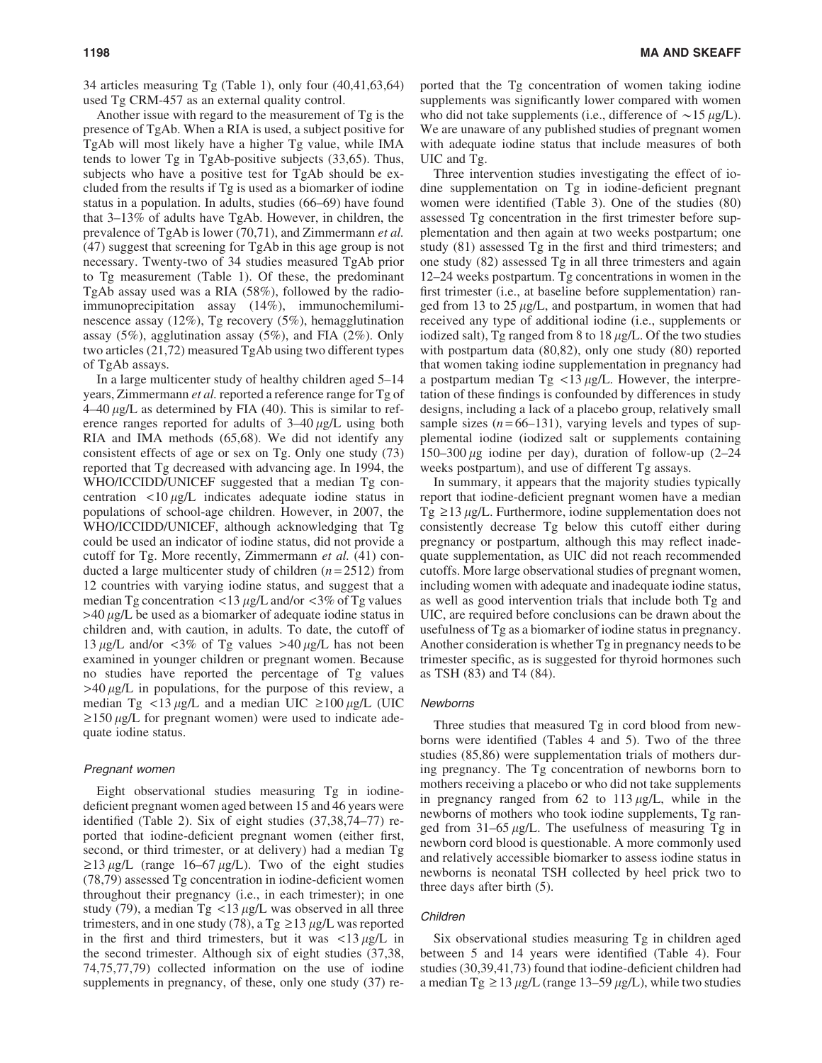34 articles measuring Tg (Table 1), only four (40,41,63,64) used Tg CRM-457 as an external quality control.

Another issue with regard to the measurement of Tg is the presence of TgAb. When a RIA is used, a subject positive for TgAb will most likely have a higher Tg value, while IMA tends to lower Tg in TgAb-positive subjects (33,65). Thus, subjects who have a positive test for TgAb should be excluded from the results if Tg is used as a biomarker of iodine status in a population. In adults, studies (66–69) have found that 3–13% of adults have TgAb. However, in children, the prevalence of TgAb is lower (70,71), and Zimmermann *et al.* (47) suggest that screening for TgAb in this age group is not necessary. Twenty-two of 34 studies measured TgAb prior to Tg measurement (Table 1). Of these, the predominant TgAb assay used was a RIA (58%), followed by the radioimmunoprecipitation assay (14%), immunochemiluminescence assay (12%), Tg recovery (5%), hemagglutination assay (5%), agglutination assay (5%), and FIA (2%). Only two articles (21,72) measured TgAb using two different types of TgAb assays.

In a large multicenter study of healthy children aged 5–14 years, Zimmermann *et al.* reported a reference range for Tg of 4–40 $\mu$g/L as determined by FIA (40). This is similar to reference ranges reported for adults of 3–40 $\mu$g/L using both RIA and IMA methods (65,68). We did not identify any consistent effects of age or sex on Tg. Only one study (73) reported that Tg decreased with advancing age. In 1994, the WHO/ICCIDD/UNICEF suggested that a median Tg concentration <10 $\mu$g/L indicates adequate iodine status in populations of school-age children. However, in 2007, the WHO/ICCIDD/UNICEF, although acknowledging that Tg could be used an indicator of iodine status, did not provide a cutoff for Tg. More recently, Zimmermann *et al.* (41) conducted a large multicenter study of children ($n = 2512$) from 12 countries with varying iodine status, and suggest that a median Tg concentration <13 $\mu$g/L and/or <3% of Tg values >40 $\mu$g/L be used as a biomarker of adequate iodine status in children and, with caution, in adults. To date, the cutoff of 13 $\mu$g/L and/or <3% of Tg values >40 $\mu$g/L has not been examined in younger children or pregnant women. Because no studies have reported the percentage of Tg values >40 $\mu$g/L in populations, for the purpose of this review, a median Tg <13 $\mu$g/L and a median UIC ≥100 $\mu$g/L (UIC ≥150 $\mu$g/L for pregnant women) were used to indicate adequate iodine status.

### *Pregnant women*

Eight observational studies measuring Tg in iodine-deficient pregnant women aged between 15 and 46 years were identified (Table 2). Six of eight studies (37,38,74–77) reported that iodine-deficient pregnant women (either first, second, or third trimester, or at delivery) had a median Tg ≥13 $\mu$g/L (range 16–67 $\mu$g/L). Two of the eight studies (78,79) assessed Tg concentration in iodine-deficient women throughout their pregnancy (i.e., in each trimester); in one study (79), a median Tg <13 $\mu$g/L was observed in all three trimesters, and in one study (78), a Tg ≥13 $\mu$g/L was reported in the first and third trimesters, but it was <13 $\mu$g/L in the second trimester. Although six of eight studies (37,38, 74,75,77,79) collected information on the use of iodine supplements in pregnancy, of these, only one study (37) reported that the Tg concentration of women taking iodine supplements was significantly lower compared with women who did not take supplements (i.e., difference of ~15 $\mu$g/L). We are unaware of any published studies of pregnant women with adequate iodine status that include measures of both UIC and Tg.

Three intervention studies investigating the effect of iodine supplementation on Tg in iodine-deficient pregnant women were identified (Table 3). One of the studies (80) assessed Tg concentration in the first trimester before supplementation and then again at two weeks postpartum; one study (81) assessed Tg in the first and third trimesters; and one study (82) assessed Tg in all three trimesters and again 12–24 weeks postpartum. Tg concentrations in women in the first trimester (i.e., at baseline before supplementation) ranged from 13 to 25 $\mu$g/L, and postpartum, in women that had received any type of additional iodine (i.e., supplements or iodized salt), Tg ranged from 8 to 18 $\mu$g/L. Of the two studies with postpartum data (80,82), only one study (80) reported that women taking iodine supplementation in pregnancy had a postpartum median Tg <13 $\mu$g/L. However, the interpretation of these findings is confounded by differences in study designs, including a lack of a placebo group, relatively small sample sizes ($n = 66$–131), varying levels and types of supplemental iodine (iodized salt or supplements containing 150–300 $\mu$g iodine per day), duration of follow-up (2–24 weeks postpartum), and use of different Tg assays.

In summary, it appears that the majority studies typically report that iodine-deficient pregnant women have a median Tg ≥13 $\mu$g/L. Furthermore, iodine supplementation does not consistently decrease Tg below this cutoff either during pregnancy or postpartum, although this may reflect inadequate supplementation, as UIC did not reach recommended cutoffs. More large observational studies of pregnant women, including women with adequate and inadequate iodine status, as well as good intervention trials that include both Tg and UIC, are required before conclusions can be drawn about the usefulness of Tg as a biomarker of iodine status in pregnancy. Another consideration is whether Tg in pregnancy needs to be trimester specific, as is suggested for thyroid hormones such as TSH (83) and T4 (84).

### *Newborns*

Three studies that measured Tg in cord blood from newborns were identified (Tables 4 and 5). Two of the three studies (85,86) were supplementation trials of mothers during pregnancy. The Tg concentration of newborns born to mothers receiving a placebo or who did not take supplements in pregnancy ranged from 62 to 113 $\mu$g/L, while in the newborns of mothers who took iodine supplements, Tg ranged from 31–65 $\mu$g/L. The usefulness of measuring Tg in newborn cord blood is questionable. A more commonly used and relatively accessible biomarker to assess iodine status in newborns is neonatal TSH collected by heel prick two to three days after birth (5).

### *Children*

Six observational studies measuring Tg in children aged between 5 and 14 years were identified (Table 4). Four studies (30,39,41,73) found that iodine-deficient children had a median Tg ≥ 13 $\mu$g/L (range 13–59 $\mu$g/L), while two studies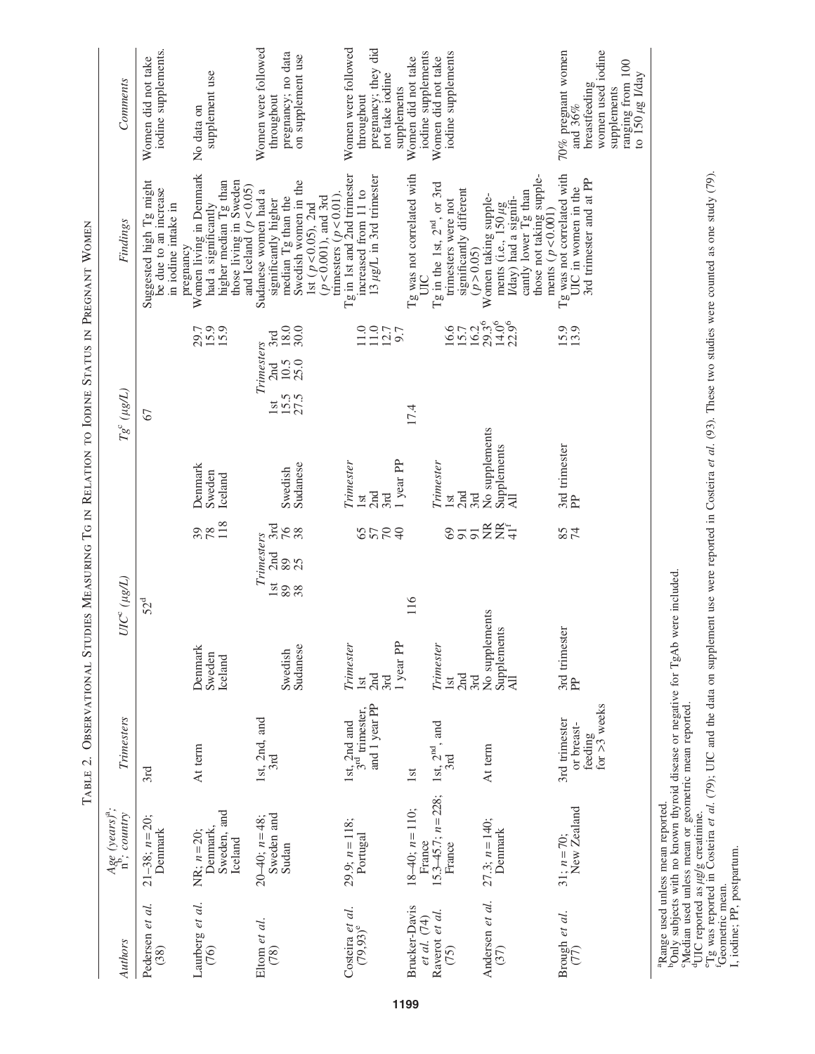Table 2. Observational Studies Measuring Tg in Relation to Iodine Status in Pregnant Women

| Authors | Age (years)[a]; n[b]; country | Trimesters | UIC[c] (μg/L) | | Tg[c] (μg/L) | | Findings | Comments |
|---|---|---|---|---|---|---|---|---|
| Pedersen *et al.* (38) | 21–38; n=20; Denmark | 3rd | | 52[d] | | 67 | Suggested high Tg might be due to an increase in iodine intake in pregnancy | Women did not take iodine supplements. |
| Laurberg *et al.* (76) | NR; n=20; Denmark, Sweden, and Iceland | At term | Denmark<br>Sweden<br>Iceland | 39<br>78<br>118 | Denmark<br>Sweden<br>Iceland | 29.7<br>15.9<br>15.9 | Women living in Denmark had a significantly higher median Tg than those living in Sweden and Iceland ($p<0.05$) | No data on supplement use |
| Eltom *et al.* (78) | 20–40; n=48; Sweden and Sudan | 1st, 2nd, and 3rd | Trimesters<br>Swedish<br>Sudanese | 1st / 2nd / 3rd<br>89 / 89 / 76<br>38 / 25 / 38 | Trimesters<br>Swedish<br>Sudanese | 1st / 2nd / 3rd<br>15.5 / 10.5 / 18.0<br>27.5 / 25.0 / 30.0 | Sudanese women had a significantly higher median Tg than the Swedish women in the 1st ($p<0.05$), 2nd ($p<0.001$), and 3rd trimesters ($p<0.01$). | Women were followed throughout pregnancy; no data on supplement use |
| Costeira *et al.* (79,93)[e] | 29.9; n=118; Portugal | 1st, 2nd and 3rd trimester, and 1 year PP | Trimester<br>1st<br>2nd<br>3rd<br>1 year PP | <br>65<br>57<br>70<br>40 | Trimester<br>1st<br>2nd<br>3rd<br>1 year PP | <br>11.0<br>11.0<br>12.7<br>9.7 | Tg in 1st and 2nd trimester increased from 11 to 13 μg/L in 3rd trimester | Women were followed throughout pregnancy; they did not take iodine supplements |
| Brucker-Davis *et al.* (74) | 18–40; n=110; France | 1st | | 116 | | 17.4 | Tg was not correlated with UIC | Women did not take iodine supplements |
| Raverot *et al.* (75) | 15.3–45.7; n=228; France | 1st, 2nd, and 3rd | Trimester<br>1st<br>2nd<br>3rd | <br>69<br>91<br>91 | Trimester<br>1st<br>2nd<br>3rd | <br>16.6<br>15.7<br>16.2 | Tg in the 1st, 2nd, or 3rd trimesters were not significantly different ($p>0.05$) | Women did not take iodine supplements |
| Andersen *et al.* (37) | 27.3; n=140; Denmark | At term | No supplements<br>Supplements<br>All | NR<br>NR<br>41[f] | No supplements<br>Supplements<br>All | 29.3[f]<br>14.0[f]<br>22.9[f] | Women taking supplements (i.e., 150 μg I/day) had a significantly lower Tg than those not taking supplements ($p<0.001$) | |
| Brough *et al.* (77) | 31; n=70; New Zealand | 3rd trimester or breastfeeding for >3 weeks | 3rd trimester<br>PP | 85<br>74 | 3rd trimester<br>PP | 15.9<br>13.9 | Tg was not correlated with UIC in women in the 3rd trimester and at PP | 70% pregnant women and 36% breastfeeding women used iodine supplements ranging from 100 to 150 μg I/day |

[a]Range used unless mean reported.
[b]Only subjects with no known thyroid disease or negative for TgAb were included.
[c]Median used unless mean or geometric mean reported.
[d]UIC reported as μg/g creatinine.
[e]Tg was reported in Costeira *et al.* (79); UIC and the data on supplement use were reported in Costeira *et al.* (93). These two studies were counted as one study (79).
[f]Geometric mean.
I, iodine; PP, postpartum.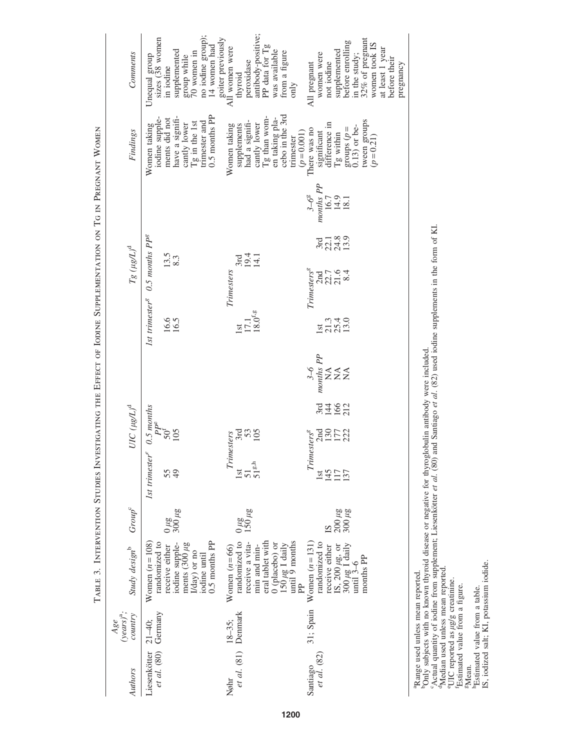TABLE 3. INTERVENTION STUDIES INVESTIGATING THE EFFECT OF IODINE SUPPLEMENTATION ON TG IN PREGNANT WOMEN

| Authors | Age (years)[a]; country | Study design[b] | Group[c] | UIC (μg/L)[d] | | | | Tg (μg/L)[d] | | | | Findings | Comments |
|---|---|---|---|---|---|---|---|---|---|---|---|---|---|
| Liesenkötter et al. (80) | 21–40; Germany | Women (n = 108) randomized to receive either iodine supplements (300 μg I/day) or no iodine until 0.5 months PP | | 1st trimester[g] | 0.5 months PP[e] | | | 1st trimester[g] | 0.5 months PP[g] | | | Women taking iodine supplements did not have a significantly lower Tg in the 1st trimester and 0.5 months PP | Unequal group sizes (38 women in iodine supplemented group while 70 women in no iodine group); 14 women had goiter previously |
| | | | 0 μg | 55 | 50[f] | | | 16.6 | 13.5 | | | | |
| | | | 300 μg | 49 | 105 | | | 16.5 | 8.3 | | | | |
| Nøhr et al. (81) | 18–35; Denmark | Women (n = 66) randomized to receive a vitamin and mineral tablet with 0 (placebo) or 150 μg I daily until 9 months PP | | Trimesters | | | | Trimesters | | | | Women taking supplements had a significantly lower Tg than women taking placebo in the 3rd trimester (p = 0.001) | All women were thyroid peroxidase antibody-positive; PP data for Tg was available from a figure only |
| | | | | 1st | 3rd | | | 1st | 3rd | | | | |
| | | | 0 μg | 51 | 53 | | | 17.1 | 19.4 | | | | |
| | | | 150 μg | 51[g,h] | 105 | | | 18.0[f,g] | 14.1 | | | | |
| Santiago et al. (82) | 31; Spain | Women (n = 131) randomized to receive either IS, 200 μg, or 300 μg I daily until 3–6 months PP | | Trimesters[g] | | | 3–6 months PP | Trimesters[g] | | | 3–6[g] months PP | There was no significant difference in Tg within groups (p = 0.13) or between groups (p = 0.21) | All pregnant women were not iodine supplemented before enrolling in the study; 32% of pregnant women took IS at least 1 year before their pregnancy |
| | | | | 1st | 2nd | 3rd | | 1st | 2nd | 3rd | | | |
| | | | IS | 145 | 130 | 144 | NA | 21.3 | 22.7 | 22.1 | 16.7 | | |
| | | | 200 μg | 117 | 177 | 166 | NA | 25.4 | 21.6 | 24.8 | 14.9 | | |
| | | | 300 μg | 137 | 222 | 212 | NA | 13.0 | 8.4 | 13.9 | 18.1 | | |

[a]Range used unless mean reported.
[b]Only subjects with no known thyroid disease or negative for thyroglobulin antibody were included.
[c]Actual quantity of iodine from supplement; Liesenkötter et al. (80) and Santiago et al. (82) used iodine supplements in the form of KI.
[d]Median used unless mean reported.
[e]UIC reported as μg/g creatinine.
[f]Estimated value from a figure.
[g]Mean.
[h]Estimated value from a table.
IS, iodized salt; KI, potassium iodide.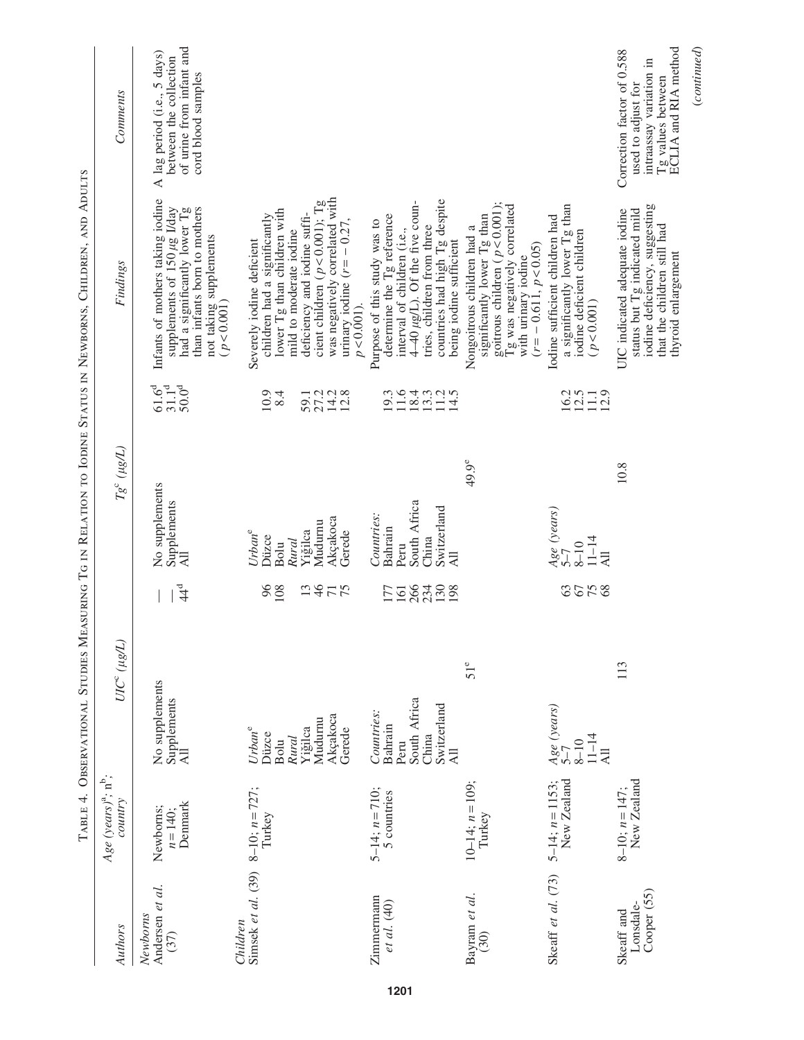Table 4. Observational Studies Measuring Tg in Relation to Iodine Status in Newborns, Children, and Adults

| Authors | Age (years)[a]; n[b]; country | UIC[c] (μg/L) | | Tg[c] (μg/L) | | Findings | Comments |
|---|---|---|---|---|---|---|---|
| *Newborns* | | | | | | | |
| Andersen *et al.* (37) | Newborns; n = 140; Denmark | No supplements | — | No supplements | 61.6[d] | Infants of mothers taking iodine supplements of 150 μg I/day had a significantly lower Tg than infants born to mothers not taking supplements (p < 0.001) | A lag period (i.e., 5 days) between the collection of urine from infant and cord blood samples |
| | | Supplements | — | Supplements | 31.1[d] | | |
| | | All | 44[d] | All | 50.0[d] | | |
| *Children* | | | | | | | |
| Simsek *et al.* (39) | 8–10; n = 727; Turkey | *Urban*[e] | | *Urban*[e] | | Severely iodine deficient children had a significantly lower Tg than children with mild to moderate iodine deficiency and iodine sufficient children (p < 0.001); Tg was negatively correlated with urinary iodine (r = − 0.27, p < 0.001). | |
| | | Düzce | 96 | Düzce | 10.9 | | |
| | | Bolu | 108 | Bolu | 8.4 | | |
| | | *Rural* | | *Rural* | | | |
| | | Yiğilca | 13 | Yiğilca | 59.1 | | |
| | | Mudurnu | 46 | Mudurnu | 27.2 | | |
| | | Akçakoca | 71 | Akçakoca | 14.2 | | |
| | | Gerede | 75 | Gerede | 12.8 | | |
| Zimmermann *et al.* (40) | 5–14; n = 710; 5 countries | *Countries:* | | *Countries:* | | Purpose of this study was to determine the Tg reference interval of children (i.e., 4–40 μg/L). Of the five countries, children from three countries had high Tg despite being iodine sufficient | |
| | | Bahrain | 177 | Bahrain | 19.3 | | |
| | | Peru | 161 | Peru | 11.6 | | |
| | | South Africa | 266 | South Africa | 18.4 | | |
| | | China | 234 | China | 13.3 | | |
| | | Switzerland | 130 | Switzerland | 11.2 | | |
| | | All | 198 | All | 14.5 | | |
| Bayram *et al.* (30) | 10–14; n = 109; Turkey | 51[e] | | 49.9[e] | | Nongoitrous children had a significantly lower Tg than goitrous children (p < 0.001); Tg was negatively correlated with urinary iodine (r = − 0.611, p < 0.05) | |
| Skeaff *et al.* (73) | 5–14; n = 1153; New Zealand | *Age (years)* | | *Age (years)* | | Iodine sufficient children had a significantly lower Tg than iodine deficient children (p < 0.001) | |
| | | 5–7 | 63 | 5–7 | 16.2 | | |
| | | 8–10 | 67 | 8–10 | 12.5 | | |
| | | 11–14 | 75 | 11–14 | 11.1 | | |
| | | All | 68 | All | 12.9 | | |
| Skeaff and Lonsdale-Cooper (55) | 8–10; n = 147; New Zealand | 113 | | 10.8 | | UIC indicated adequate iodine status but Tg indicated mild iodine deficiency, suggesting that the children still had thyroid enlargement | Correction factor of 0.588 used to adjust for intraassay variation in Tg values between ECLIA and RIA method |

(*continued*)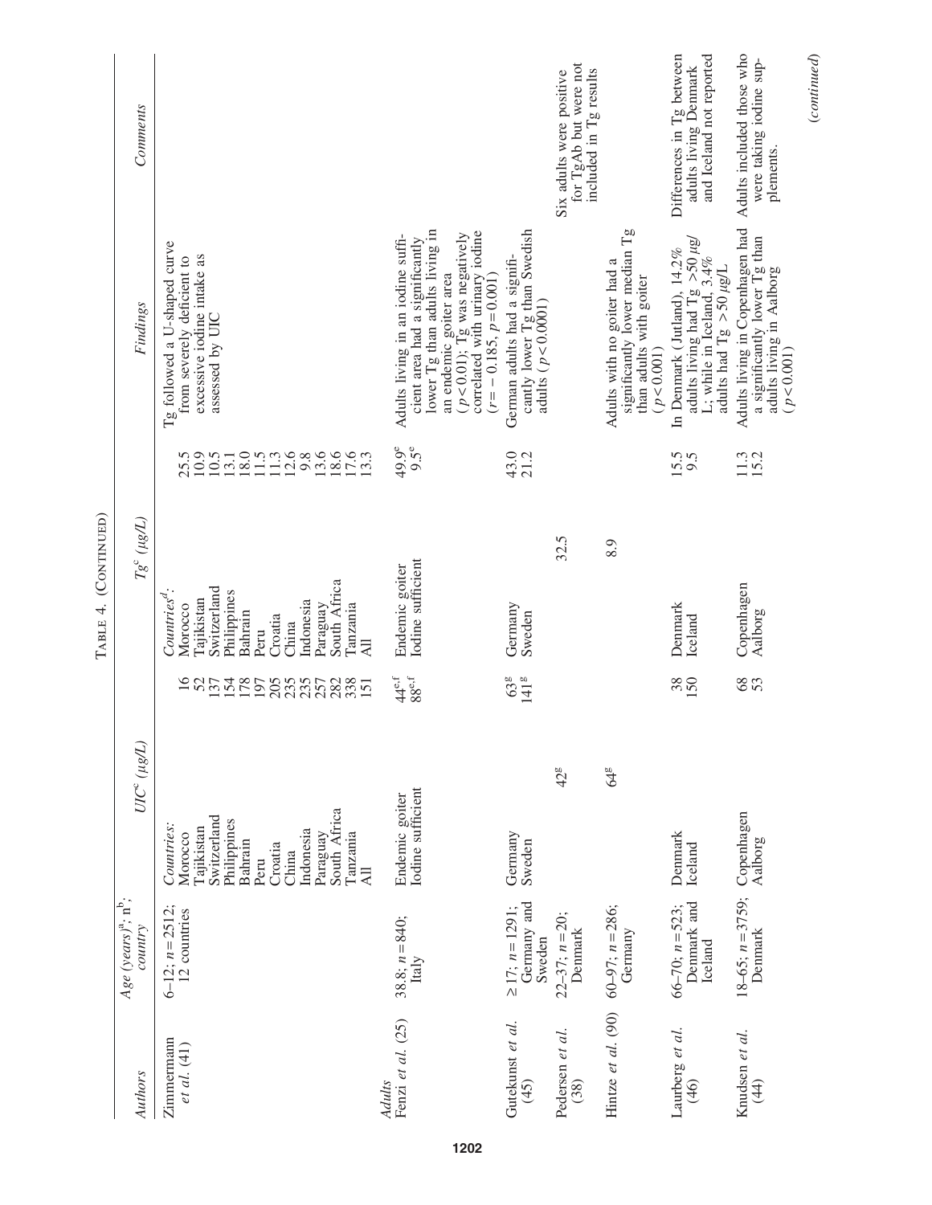TABLE 4. (CONTINUED)

| Authors | Age (years)[a]; n[b]; country | UIC[c] (μg/L) | | Tg[c] (μg/L) | | Findings | Comments |
|---|---|---|---|---|---|---|---|
| Zimmermann et al. (41) | 6–12; $n=2512$; 12 countries | *Countries*: | | *Countries*[d]: | | Tg followed a U-shaped curve from severely deficient to excessive iodine intake as assessed by UIC | |
| | | Morocco | 16 | Morocco | 25.5 | | |
| | | Tajikistan | 52 | Tajikistan | 10.9 | | |
| | | Switzerland | 137 | Switzerland | 10.5 | | |
| | | Philippines | 154 | Philippines | 13.1 | | |
| | | Bahrain | 178 | Bahrain | 18.0 | | |
| | | Peru | 197 | Peru | 11.5 | | |
| | | Croatia | 205 | Croatia | 11.3 | | |
| | | China | 235 | China | 12.6 | | |
| | | Indonesia | 235 | Indonesia | 9.8 | | |
| | | Paraguay | 257 | Paraguay | 13.6 | | |
| | | South Africa | 282 | South Africa | 18.6 | | |
| | | Tanzania | 338 | Tanzania | 17.6 | | |
| | | All | 151 | All | 13.3 | | |
| *Adults* | | | | | | | |
| Fenzi et al. (25) | 38.8; $n=840$; Italy | Endemic goiter | 44[e,f] | Endemic goiter | 49.9[e] | Adults living in an iodine sufficient area had a significantly lower Tg than adults living in an endemic goiter area ($p<0.01$); Tg was negatively correlated with urinary iodine ($r=-0.185$, $p=0.001$) | |
| | | Iodine sufficient | 88[e,f] | Iodine sufficient | 9.5[e] | | |
| Gutekunst et al. (45) | ≥17; $n=1291$; Germany and Sweden | Germany | 63[g] | Germany | 43.0 | German adults had a significantly lower Tg than Swedish adults ($p<0.0001$) | |
| | | Sweden | 141[g] | Sweden | 21.2 | | |
| Pedersen et al. (38) | 22–37; $n=20$; Denmark | 42[g] | | 32.5 | | | Six adults were positive for TgAb but were not included in Tg results |
| Hintze et al. (90) | 60–97; $n=286$; Germany | 64[g] | | 8.9 | | Adults with no goiter had a significantly lower median Tg than adults with goiter ($p<0.001$) | |
| Laurberg et al. (46) | 66–70; $n=523$; Denmark and Iceland | Denmark | 38 | Denmark | 15.5 | In Denmark (Jutland), 14.2% adults living had Tg >50 μg/L; while in Iceland, 3.4% adults had Tg >50 μg/L | Differences in Tg between adults living Denmark and Iceland not reported |
| | | Iceland | 150 | Iceland | 9.5 | | |
| Knudsen et al. (44) | 18–65; $n=3759$; Denmark | Copenhagen | 68 | Copenhagen | 11.3 | Adults living in Copenhagen had a significantly lower Tg than adults living in Aalborg ($p<0.001$) | Adults included those who were taking iodine supplements. |
| | | Aalborg | 53 | Aalborg | 15.2 | | |

(*continued*)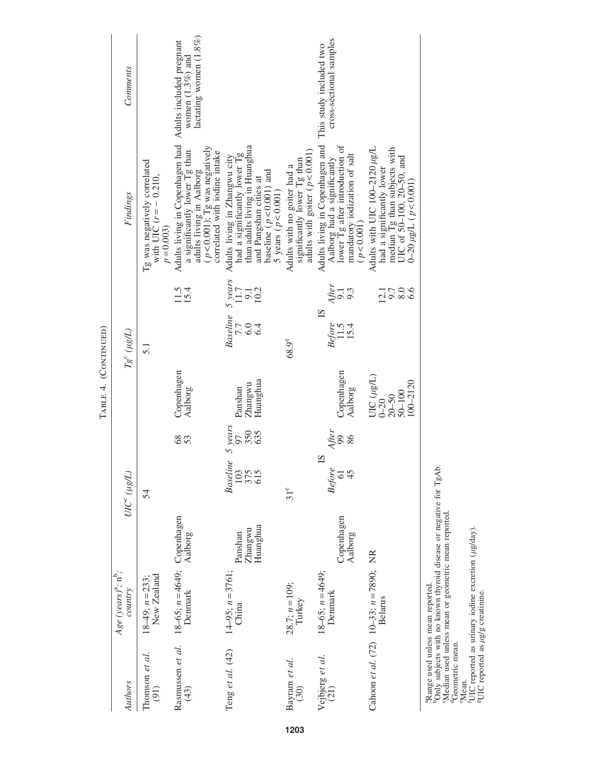TABLE 4. (CONTINUED)

| Authors | Age (years)[a]; n[b]; country | UIC[c] (μg/L) | | | Tg[c] (μg/L) | | | Findings | Comments |
|---|---|---|---|---|---|---|---|---|---|
| Thomson *et al.* (91) | 18–49; $n=233$; New Zealand | | 54 | | | 5.1 | | Tg was negatively correlated with UIC ($r=-0.210$, $p=0.003$) | |
| Rasmussen *et al.* (43) | 18–65; $n=4649$; Denmark | Copenhagen | | 68 | Copenhagen | | 11.5 | Adults living in Copenhagen had a significantly lower Tg than adults living in Aalborg ($p<0.001$); Tg was negatively correlated with iodine intake | Adults included pregnant women (1.3%) and lactating women (1.8%) |
| | | Aalborg | | 53 | Aalborg | | 15.4 | | |
| Teng *et al.* (42) | 14–95; $n=3761$; China | | *Baseline* | *5 years* | | *Baseline* | *5 years* | Adults living in Zhangwu city had a significantly lower Tg than adults living in Huanghua and Pangshan cities at baseline ($p<0.001$) and 5 years ($p<0.001$) | |
| | | Panshan | 103 | 97 | Panshan | 7.7 | 11.7 | | |
| | | Zhangwu | 375 | 350 | Zhangwu | 6.0 | 9.1 | | |
| | | Huanghua | 615 | 635 | Huanghua | 6.4 | 10.2 | | |
| Bayram *et al.* (30) | 28.7; $n=109$; Turkey | | 31[e] | | | 68.9[e] | | Adults with no goiter had a significantly lower Tg than adults with goiter ($p<0.001$) | |
| Vejbjerg *et al.* (21) | 18–65; $n=4649$; Denmark | | IS | | | IS | | Adults living in Copenhagen and Aalborg had a significantly lower Tg after introduction of mandatory iodization of salt ($p<0.001$) | This study included two cross-sectional samples |
| | | | *Before* | *After* | | *Before* | *After* | | |
| | | Copenhagen | 61 | 99 | Copenhagen | 11.5 | 9.1 | | |
| | | Aalborg | 45 | 86 | Aalborg | 15.4 | 9.3 | | |
| Cahoon *et al.* (72) | 10–33; $n=7890$; Belarus | NR | | | UIC (μg/L) | | | Adults with UIC 100–2120 μg/L had a significantly lower median Tg than subjects with UIC of 50–100, 20–50, and 0–20 μg/L ($p<0.001$) | |
| | | | | | 0–20 | | 12.1 | | |
| | | | | | 20–50 | | 9.7 | | |
| | | | | | 50–100 | | 8.0 | | |
| | | | | | 100–2120 | | 6.6 | | |

[a]Range used unless mean reported.
[b]Only subjects with no known thyroid disease or negative for TgAb.
[c]Median used unless mean or geometric mean reported.
[d]Geometric mean.
[e]Mean.
[f]UIC reported as urinary iodine excretion (μg/day).
[g]UIC reported as μg/g creatinine.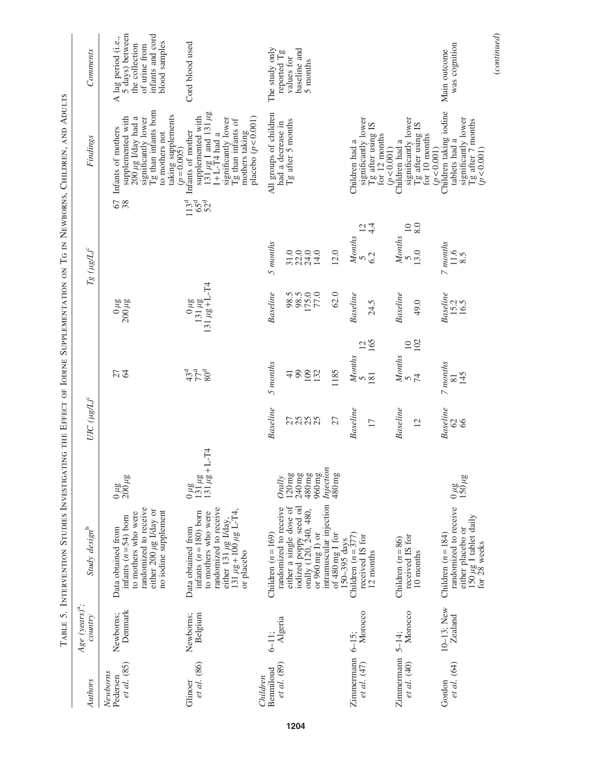TABLE 5. INTERVENTION STUDIES INVESTIGATING THE EFFECT OF IODINE SUPPLEMENTATION ON TG IN NEWBORNS, CHILDREN, AND ADULTS

| Authors | Age (years)[a]; country | Study design[b] | | UIC (μg/L)[c] | | | Tg (μg/L)[c] | | | Findings | Comments |
|---|---|---|---|---|---|---|---|---|---|---|---|
| *Newborns* | | | | | | | | | | | |
| Pedersen et al. (85) | Newborns; Denmark | Data obtained from infants (n = 54) born to mothers who were randomized to receive either 200 μg I/day or no iodine supplement | 0 μg<br>200 μg | | 27<br>64 | | 0 μg<br>200 μg | | 67<br>38 | Infants of mothers supplemented with 200 μg I/day had a significantly lower Tg than infants born to mothers not taking supplements (p = 0.005) | A lag period (i.e., 5 days) between the collection of urine from infants and cord blood samples |
| Glinoer et al. (86) | Newborns; Belgium | Data obtained from infants (n = 180) born to mothers who were randomized to receive either 131 μg I/day, 131 μg + 100 μg L-T4, or placebo | 0 μg<br>131 μg<br>131 μg + L-T4 | | 43[d]<br>77[d]<br>80[d] | | 0 μg<br>131 μg<br>131 μg + L-T4 | | 113[d]<br>65[d]<br>52[d] | Infants of mother supplemented with 131 μg I and 131 μg I + L-T4 had a significantly lower Tg than infants of mothers taking placebo (p < 0.001) | Cord blood used |
| *Children* | | | | | | | | | | | |
| Benmiloud et al. (89) | 6–11; Algeria | Children (n = 169) randomized to receive either a single dose of iodized poppy seed oil orally (120, 240, 480, or 960 mg I) or intramuscular injection of 480 mg I for 150–395 days | *Orally*<br>120 mg<br>240 mg<br>480 mg<br>960 mg<br>*Injection*<br>480 mg | *Baseline*<br>27<br>25<br>25<br>25<br><br>27 | *5 months*<br>41<br>99<br>109<br>132<br><br>1185 | | *Baseline*<br>98.5<br>98.5<br>175.0<br>77.0<br><br>62.0 | *5 months*<br>31.0<br>22.0<br>24.0<br>14.0<br><br>12.0 | | All groups of children had a decrease in Tg after 5 months | The study only reported Tg values for baseline and 5 months |
| Zimmermann et al. (47) | 6–15; Morocco | Children (n = 377) received IS for 12 months | | *Baseline*<br>17 | *Months*<br>*5*<br>181 | *12*<br>165 | *Baseline*<br>24.5 | *Months*<br>*5*<br>6.2 | *12*<br>4.4 | Children had a significantly lower Tg after using IS for 12 months (p < 0.001) | |
| Zimmermann et al. (40) | 5–14; Morocco | Children (n = 86) received IS for 10 months | | *Baseline*<br>12 | *Months*<br>*5*<br>74 | *10*<br>102 | *Baseline*<br>49.0 | *Months*<br>*5*<br>13.0 | *10*<br>8.0 | Children had a significantly lower Tg after using IS for 10 months (p < 0.001) | |
| Gordon et al. (64) | 10–13; New Zealand | Children (n = 184) randomized to receive either placebo or 150 μg I tablet daily for 28 weeks | 0 μg<br>150 μg | *Baseline*<br>62<br>66 | *7 months*<br>81<br>145 | | *Baseline*<br>15.2<br>16.5 | *7 months*<br>11.6<br>8.5 | | Children taking iodine tablets had a significantly lower Tg after 7 months (p < 0.001) | Main outcome was cognition |

(continued)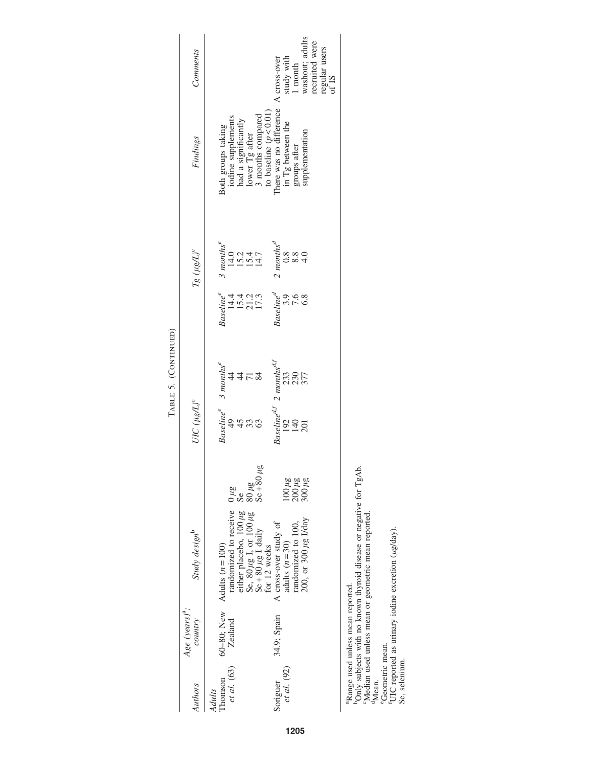TABLE 5. (CONTINUED)

| Authors | Age (years)[a]; country | Study design[b] | | UIC (μg/L)[c] | | Tg (μg/L)[c] | | Findings | Comments |
|---|---|---|---|---|---|---|---|---|---|
| | | | | Baseline[e] | 3 months[e] | Baseline[e] | 3 months[e] | | |
| *Adults* | | | | | | | | | |
| Thomson et al. (63) | 60–80; New Zealand | Adults (n = 100) randomized to receive either placebo, 100 μg Se, 80 μg I, or 100 μg Se + 80 μg I daily for 12 weeks | 0 μg | 49 | 44 | 14.4 | 14.0 | Both groups taking iodine supplements had a significantly lower Tg after 3 months compared to baseline (p < 0.01) | |
| | | | Se | 45 | 44 | 15.4 | 15.2 | | |
| | | | 80 μg | 33 | 71 | 21.2 | 15.4 | | |
| | | | Se + 80 μg | 63 | 84 | 17.3 | 14.7 | | |
| | | | | Baseline[d,f] | 2 months[d,f] | Baseline[d] | 2 months[d] | | |
| Soriguer et al. (92) | 34.9; Spain | A cross-over study of adults (n = 30) randomized to 100, 200, or 300 μg I/day | 100 μg | 192 | 233 | 3.9 | 0.8 | There was no difference in Tg between the groups after supplementation | A cross-over study with 1 month washout; adults recruited were regular users of IS |
| | | | 200 μg | 140 | 230 | 7.6 | 8.8 | | |
| | | | 300 μg | 201 | 377 | 6.8 | 4.0 | | |

[a]Range used unless mean reported.
[b]Only subjects with no known thyroid disease or negative for TgAb.
[c]Median used unless mean or geometric mean reported.
[d]Mean.
[e]Geometric mean.
[f]UIC reported as urinary iodine excretion (μg/day).
Se, selenium.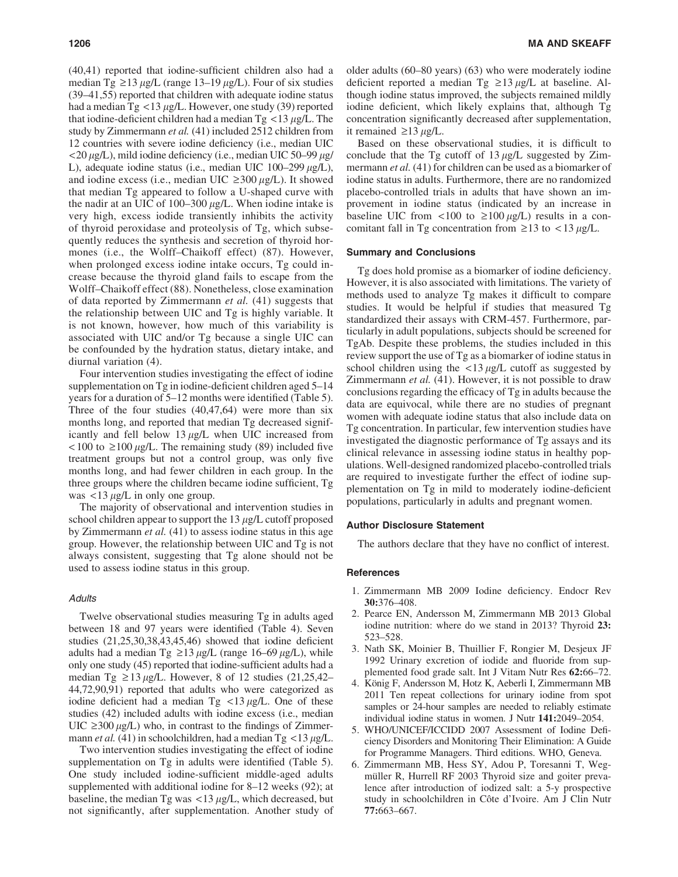(40,41) reported that iodine-sufficient children also had a median Tg $\geq$13 $\mu$g/L (range 13–19 $\mu$g/L). Four of six studies (39–41,55) reported that children with adequate iodine status had a median Tg $<$13 $\mu$g/L. However, one study (39) reported that iodine-deficient children had a median Tg $<$13 $\mu$g/L. The study by Zimmermann *et al.* (41) included 2512 children from 12 countries with severe iodine deficiency (i.e., median UIC $<$20 $\mu$g/L), mild iodine deficiency (i.e., median UIC 50–99 $\mu$g/L), adequate iodine status (i.e., median UIC 100–299 $\mu$g/L), and iodine excess (i.e., median UIC $\geq$300 $\mu$g/L). It showed that median Tg appeared to follow a U-shaped curve with the nadir at an UIC of 100–300 $\mu$g/L. When iodine intake is very high, excess iodide transiently inhibits the activity of thyroid peroxidase and proteolysis of Tg, which subsequently reduces the synthesis and secretion of thyroid hormones (i.e., the Wolff–Chaikoff effect) (87). However, when prolonged excess iodine intake occurs, Tg could increase because the thyroid gland fails to escape from the Wolff–Chaikoff effect (88). Nonetheless, close examination of data reported by Zimmermann *et al.* (41) suggests that the relationship between UIC and Tg is highly variable. It is not known, however, how much of this variability is associated with UIC and/or Tg because a single UIC can be confounded by the hydration status, dietary intake, and diurnal variation (4).

Four intervention studies investigating the effect of iodine supplementation on Tg in iodine-deficient children aged 5–14 years for a duration of 5–12 months were identified (Table 5). Three of the four studies (40,47,64) were more than six months long, and reported that median Tg decreased significantly and fell below 13 $\mu$g/L when UIC increased from $<$100 to $\geq$100 $\mu$g/L. The remaining study (89) included five treatment groups but not a control group, was only five months long, and had fewer children in each group. In the three groups where the children became iodine sufficient, Tg was $<$13 $\mu$g/L in only one group.

The majority of observational and intervention studies in school children appear to support the 13 $\mu$g/L cutoff proposed by Zimmermann *et al.* (41) to assess iodine status in this age group. However, the relationship between UIC and Tg is not always consistent, suggesting that Tg alone should not be used to assess iodine status in this group.

#### *Adults*

Twelve observational studies measuring Tg in adults aged between 18 and 97 years were identified (Table 4). Seven studies (21,25,30,38,43,45,46) showed that iodine deficient adults had a median Tg $\geq$13 $\mu$g/L (range 16–69 $\mu$g/L), while only one study (45) reported that iodine-sufficient adults had a median Tg $\geq$13 $\mu$g/L. However, 8 of 12 studies (21,25,42–44,72,90,91) reported that adults who were categorized as iodine deficient had a median Tg $<$13 $\mu$g/L. One of these studies (42) included adults with iodine excess (i.e., median UIC $\geq$300 $\mu$g/L) who, in contrast to the findings of Zimmermann *et al.* (41) in schoolchildren, had a median Tg $<$13 $\mu$g/L.

Two intervention studies investigating the effect of iodine supplementation on Tg in adults were identified (Table 5). One study included iodine-sufficient middle-aged adults supplemented with additional iodine for 8–12 weeks (92); at baseline, the median Tg was $<$13 $\mu$g/L, which decreased, but not significantly, after supplementation. Another study of older adults (60–80 years) (63) who were moderately iodine deficient reported a median Tg $\geq$13 $\mu$g/L at baseline. Although iodine status improved, the subjects remained mildly iodine deficient, which likely explains that, although Tg concentration significantly decreased after supplementation, it remained $\geq$13 $\mu$g/L.

Based on these observational studies, it is difficult to conclude that the Tg cutoff of 13 $\mu$g/L suggested by Zimmermann *et al.* (41) for children can be used as a biomarker of iodine status in adults. Furthermore, there are no randomized placebo-controlled trials in adults that have shown an improvement in iodine status (indicated by an increase in baseline UIC from $<$100 to $\geq$100 $\mu$g/L) results in a concomitant fall in Tg concentration from $\geq$13 to $<$13 $\mu$g/L.

### Summary and Conclusions

Tg does hold promise as a biomarker of iodine deficiency. However, it is also associated with limitations. The variety of methods used to analyze Tg makes it difficult to compare studies. It would be helpful if studies that measured Tg standardized their assays with CRM-457. Furthermore, particularly in adult populations, subjects should be screened for TgAb. Despite these problems, the studies included in this review support the use of Tg as a biomarker of iodine status in school children using the $<$13 $\mu$g/L cutoff as suggested by Zimmermann *et al.* (41). However, it is not possible to draw conclusions regarding the efficacy of Tg in adults because the data are equivocal, while there are no studies of pregnant women with adequate iodine status that also include data on Tg concentration. In particular, few intervention studies have investigated the diagnostic performance of Tg assays and its clinical relevance in assessing iodine status in healthy populations. Well-designed randomized placebo-controlled trials are required to investigate further the effect of iodine supplementation on Tg in mild to moderately iodine-deficient populations, particularly in adults and pregnant women.

### Author Disclosure Statement

The authors declare that they have no conflict of interest.

### References

1. Zimmermann MB 2009 Iodine deficiency. Endocr Rev **30:**376–408.
2. Pearce EN, Andersson M, Zimmermann MB 2013 Global iodine nutrition: where do we stand in 2013? Thyroid **23:** 523–528.
3. Nath SK, Moinier B, Thuillier F, Rongier M, Desjeux JF 1992 Urinary excretion of iodide and fluoride from supplemented food grade salt. Int J Vitam Nutr Res **62:**66–72.
4. König F, Andersson M, Hotz K, Aeberli I, Zimmermann MB 2011 Ten repeat collections for urinary iodine from spot samples or 24-hour samples are needed to reliably estimate individual iodine status in women. J Nutr **141:**2049–2054.
5. WHO/UNICEF/ICCIDD 2007 Assessment of Iodine Deficiency Disorders and Monitoring Their Elimination: A Guide for Programme Managers. Third editions. WHO, Geneva.
6. Zimmermann MB, Hess SY, Adou P, Toresanni T, Wegmüller R, Hurrell RF 2003 Thyroid size and goiter prevalence after introduction of iodized salt: a 5-y prospective study in schoolchildren in Côte d'Ivoire. Am J Clin Nutr **77:**663–667.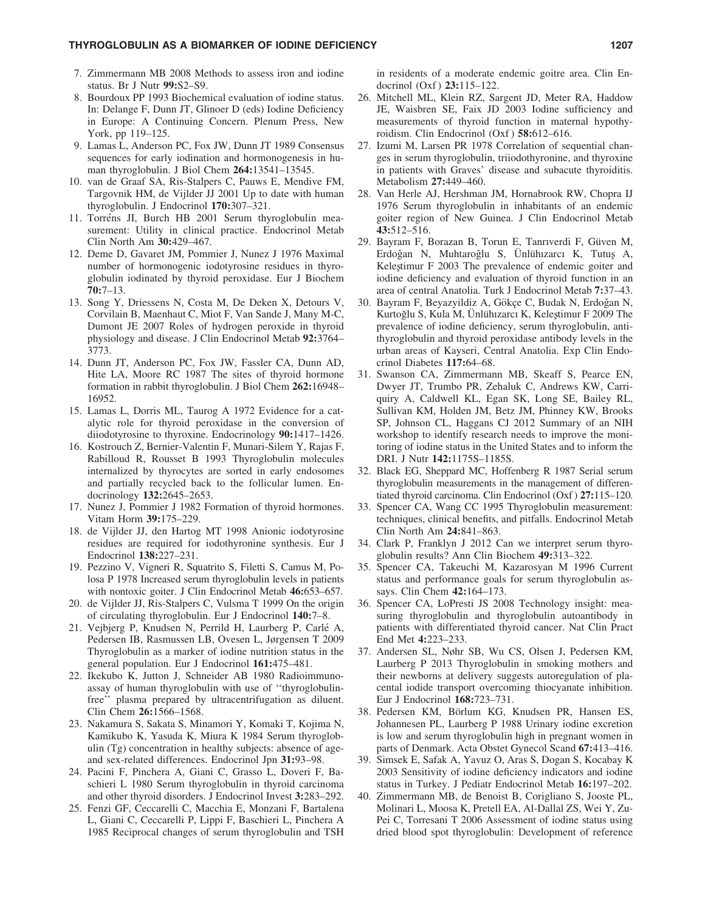7. Zimmermann MB 2008 Methods to assess iron and iodine status. Br J Nutr **99:**S2–S9.
8. Bourdoux PP 1993 Biochemical evaluation of iodine status. In: Delange F, Dunn JT, Glinoer D (eds) Iodine Deficiency in Europe: A Continuing Concern. Plenum Press, New York, pp 119–125.
9. Lamas L, Anderson PC, Fox JW, Dunn JT 1989 Consensus sequences for early iodination and hormonogenesis in human thyroglobulin. J Biol Chem **264:**13541–13545.
10. van de Graaf SA, Ris-Stalpers C, Pauws E, Mendive FM, Targovnik HM, de Vijlder JJ 2001 Up to date with human thyroglobulin. J Endocrinol **170:**307–321.
11. Torréns JI, Burch HB 2001 Serum thyroglobulin measurement: Utility in clinical practice. Endocrinol Metab Clin North Am **30:**429–467.
12. Deme D, Gavaret JM, Pommier J, Nunez J 1976 Maximal number of hormonogenic iodotyrosine residues in thyroglobulin iodinated by thyroid peroxidase. Eur J Biochem **70:**7–13.
13. Song Y, Driessens N, Costa M, De Deken X, Detours V, Corvilain B, Maenhaut C, Miot F, Van Sande J, Many M-C, Dumont JE 2007 Roles of hydrogen peroxide in thyroid physiology and disease. J Clin Endocrinol Metab **92:**3764–3773.
14. Dunn JT, Anderson PC, Fox JW, Fassler CA, Dunn AD, Hite LA, Moore RC 1987 The sites of thyroid hormone formation in rabbit thyroglobulin. J Biol Chem **262:**16948–16952.
15. Lamas L, Dorris ML, Taurog A 1972 Evidence for a catalytic role for thyroid peroxidase in the conversion of diiodotyrosine to thyroxine. Endocrinology **90:**1417–1426.
16. Kostrouch Z, Bernier-Valentin F, Munari-Silem Y, Rajas F, Rabilloud R, Rousset B 1993 Thyroglobulin molecules internalized by thyrocytes are sorted in early endosomes and partially recycled back to the follicular lumen. Endocrinology **132:**2645–2653.
17. Nunez J, Pommier J 1982 Formation of thyroid hormones. Vitam Horm **39:**175–229.
18. de Vijlder JJ, den Hartog MT 1998 Anionic iodotyrosine residues are required for iodothyronine synthesis. Eur J Endocrinol **138:**227–231.
19. Pezzino V, Vigneri R, Squatrito S, Filetti S, Camus M, Polosa P 1978 Increased serum thyroglobulin levels in patients with nontoxic goiter. J Clin Endocrinol Metab **46:**653–657.
20. de Vijlder JJ, Ris-Stalpers C, Vulsma T 1999 On the origin of circulating thyroglobulin. Eur J Endocrinol **140:**7–8.
21. Vejbjerg P, Knudsen N, Perrild H, Laurberg P, Carlé A, Pedersen IB, Rasmussen LB, Ovesen L, Jørgensen T 2009 Thyroglobulin as a marker of iodine nutrition status in the general population. Eur J Endocrinol **161:**475–481.
22. Ikekubo K, Jutton J, Schneider AB 1980 Radioimmunoassay of human thyroglobulin with use of ''thyroglobulin-free'' plasma prepared by ultracentrifugation as diluent. Clin Chem **26:**1566–1568.
23. Nakamura S, Sakata S, Minamori Y, Komaki T, Kojima N, Kamikubo K, Yasuda K, Miura K 1984 Serum thyroglobulin (Tg) concentration in healthy subjects: absence of age- and sex-related differences. Endocrinol Jpn **31:**93–98.
24. Pacini F, Pinchera A, Giani C, Grasso L, Doveri F, Baschieri L 1980 Serum thyroglobulin in thyroid carcinoma and other thyroid disorders. J Endocrinol Invest **3:**283–292.
25. Fenzi GF, Ceccarelli C, Macchia E, Monzani F, Bartalena L, Giani C, Ceccarelli P, Lippi F, Baschieri L, Pinchera A 1985 Reciprocal changes of serum thyroglobulin and TSH in residents of a moderate endemic goitre area. Clin Endocrinol (Oxf) **23:**115–122.
26. Mitchell ML, Klein RZ, Sargent JD, Meter RA, Haddow JE, Waisbren SE, Faix JD 2003 Iodine sufficiency and measurements of thyroid function in maternal hypothyroidism. Clin Endocrinol (Oxf) **58:**612–616.
27. Izumi M, Larsen PR 1978 Correlation of sequential changes in serum thyroglobulin, triiodothyronine, and thyroxine in patients with Graves' disease and subacute thyroiditis. Metabolism **27:**449–460.
28. Van Herle AJ, Hershman JM, Hornabrook RW, Chopra IJ 1976 Serum thyroglobulin in inhabitants of an endemic goiter region of New Guinea. J Clin Endocrinol Metab **43:**512–516.
29. Bayram F, Borazan B, Torun E, Tanrıverdi F, Güven M, Erdoğan N, Muhtaroğlu S, Ünlühızarcı K, Tutuş A, Keleştimur F 2003 The prevalence of endemic goiter and iodine deficiency and evaluation of thyroid function in an area of central Anatolia. Turk J Endocrinol Metab **7:**37–43.
30. Bayram F, Beyazyildiz A, Gökçe C, Budak N, Erdoğan N, Kurtoğlu S, Kula M, Ünlühızarcı K, Keleştimur F 2009 The prevalence of iodine deficiency, serum thyroglobulin, anti-thyroglobulin and thyroid peroxidase antibody levels in the urban areas of Kayseri, Central Anatolia. Exp Clin Endocrinol Diabetes **117:**64–68.
31. Swanson CA, Zimmermann MB, Skeaff S, Pearce EN, Dwyer JT, Trumbo PR, Zehaluk C, Andrews KW, Carriquiry A, Caldwell KL, Egan SK, Long SE, Bailey RL, Sullivan KM, Holden JM, Betz JM, Phinney KW, Brooks SP, Johnson CL, Haggans CJ 2012 Summary of an NIH workshop to identify research needs to improve the monitoring of iodine status in the United States and to inform the DRI. J Nutr **142:**1175S–1185S.
32. Black EG, Sheppard MC, Hoffenberg R 1987 Serial serum thyroglobulin measurements in the management of differentiated thyroid carcinoma. Clin Endocrinol (Oxf) **27:**115–120.
33. Spencer CA, Wang CC 1995 Thyroglobulin measurement: techniques, clinical benefits, and pitfalls. Endocrinol Metab Clin North Am **24:**841–863.
34. Clark P, Franklyn J 2012 Can we interpret serum thyroglobulin results? Ann Clin Biochem **49:**313–322.
35. Spencer CA, Takeuchi M, Kazarosyan M 1996 Current status and performance goals for serum thyroglobulin assays. Clin Chem **42:**164–173.
36. Spencer CA, LoPresti JS 2008 Technology insight: measuring thyroglobulin and thyroglobulin autoantibody in patients with differentiated thyroid cancer. Nat Clin Pract End Met **4:**223–233.
37. Andersen SL, Nøhr SB, Wu CS, Olsen J, Pedersen KM, Laurberg P 2013 Thyroglobulin in smoking mothers and their newborns at delivery suggests autoregulation of placental iodide transport overcoming thiocyanate inhibition. Eur J Endocrinol **168:**723–731.
38. Pedersen KM, Börlum KG, Knudsen PR, Hansen ES, Johannesen PL, Laurberg P 1988 Urinary iodine excretion is low and serum thyroglobulin high in pregnant women in parts of Denmark. Acta Obstet Gynecol Scand **67:**413–416.
39. Simsek E, Safak A, Yavuz O, Aras S, Dogan S, Kocabay K 2003 Sensitivity of iodine deficiency indicators and iodine status in Turkey. J Pediatr Endocrinol Metab **16:**197–202.
40. Zimmermann MB, de Benoist B, Corigliano S, Jooste PL, Molinari L, Moosa K, Pretell EA, Al-Dallal ZS, Wei Y, Zu-Pei C, Torresani T 2006 Assessment of iodine status using dried blood spot thyroglobulin: Development of reference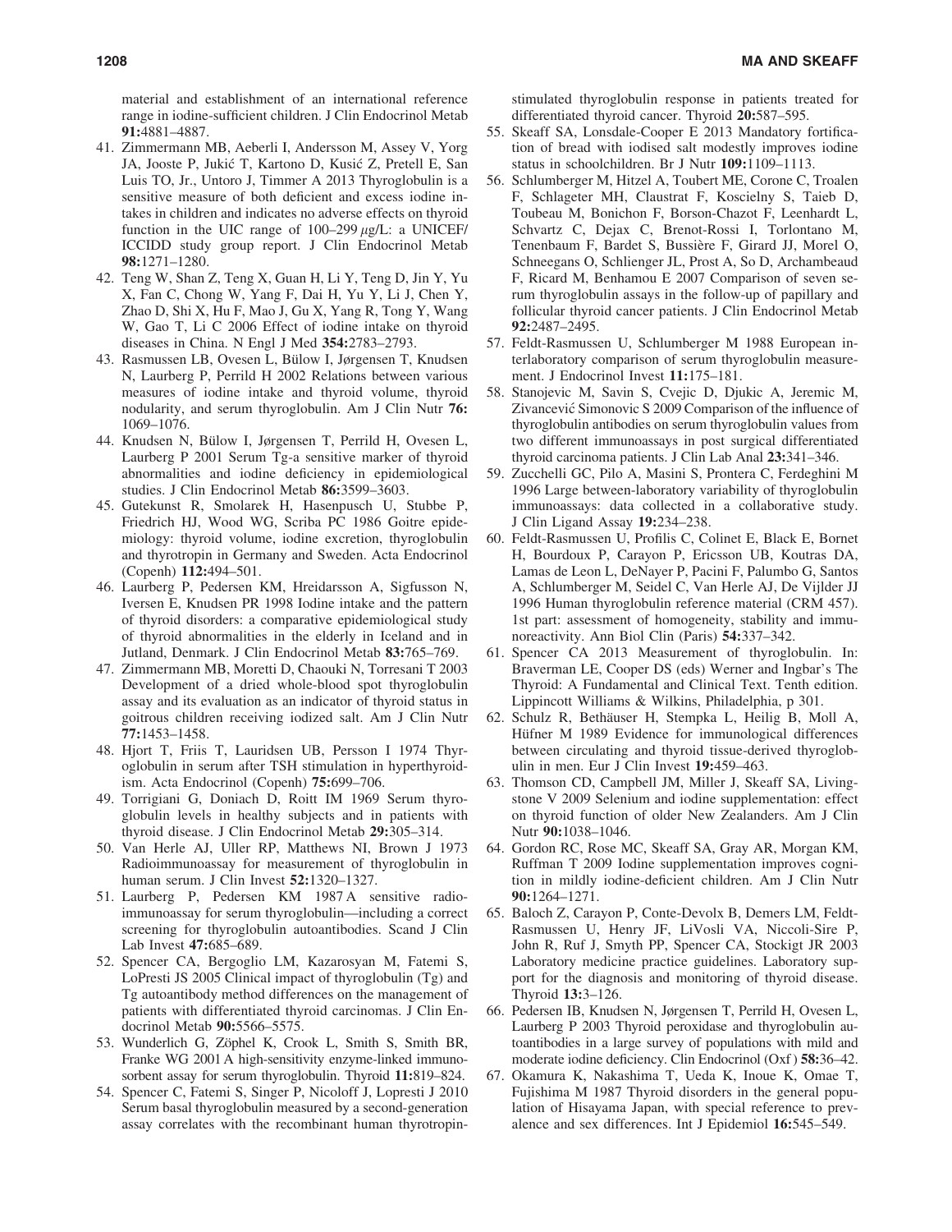material and establishment of an international reference range in iodine-sufficient children. J Clin Endocrinol Metab **91:**4881–4887.

41. Zimmermann MB, Aeberli I, Andersson M, Assey V, Yorg JA, Jooste P, Jukić T, Kartono D, Kusić Z, Pretell E, San Luis TO, Jr., Untoro J, Timmer A 2013 Thyroglobulin is a sensitive measure of both deficient and excess iodine intakes in children and indicates no adverse effects on thyroid function in the UIC range of 100–299 $\mu$g/L: a UNICEF/ICCIDD study group report. J Clin Endocrinol Metab **98:**1271–1280.
42. Teng W, Shan Z, Teng X, Guan H, Li Y, Teng D, Jin Y, Yu X, Fan C, Chong W, Yang F, Dai H, Yu Y, Li J, Chen Y, Zhao D, Shi X, Hu F, Mao J, Gu X, Yang R, Tong Y, Wang W, Gao T, Li C 2006 Effect of iodine intake on thyroid diseases in China. N Engl J Med **354:**2783–2793.
43. Rasmussen LB, Ovesen L, Bülow I, Jørgensen T, Knudsen N, Laurberg P, Perrild H 2002 Relations between various measures of iodine intake and thyroid volume, thyroid nodularity, and serum thyroglobulin. Am J Clin Nutr **76:** 1069–1076.
44. Knudsen N, Bülow I, Jørgensen T, Perrild H, Ovesen L, Laurberg P 2001 Serum Tg-a sensitive marker of thyroid abnormalities and iodine deficiency in epidemiological studies. J Clin Endocrinol Metab **86:**3599–3603.
45. Gutekunst R, Smolarek H, Hasenpusch U, Stubbe P, Friedrich HJ, Wood WG, Scriba PC 1986 Goitre epidemiology: thyroid volume, iodine excretion, thyroglobulin and thyrotropin in Germany and Sweden. Acta Endocrinol (Copenh) **112:**494–501.
46. Laurberg P, Pedersen KM, Hreidarsson A, Sigfusson N, Iversen E, Knudsen PR 1998 Iodine intake and the pattern of thyroid disorders: a comparative epidemiological study of thyroid abnormalities in the elderly in Iceland and in Jutland, Denmark. J Clin Endocrinol Metab **83:**765–769.
47. Zimmermann MB, Moretti D, Chaouki N, Torresani T 2003 Development of a dried whole-blood spot thyroglobulin assay and its evaluation as an indicator of thyroid status in goitrous children receiving iodized salt. Am J Clin Nutr **77:**1453–1458.
48. Hjort T, Friis T, Lauridsen UB, Persson I 1974 Thyroglobulin in serum after TSH stimulation in hyperthyroidism. Acta Endocrinol (Copenh) **75:**699–706.
49. Torrigiani G, Doniach D, Roitt IM 1969 Serum thyroglobulin levels in healthy subjects and in patients with thyroid disease. J Clin Endocrinol Metab **29:**305–314.
50. Van Herle AJ, Uller RP, Matthews NI, Brown J 1973 Radioimmunoassay for measurement of thyroglobulin in human serum. J Clin Invest **52:**1320–1327.
51. Laurberg P, Pedersen KM 1987 A sensitive radioimmunoassay for serum thyroglobulin—including a correct screening for thyroglobulin autoantibodies. Scand J Clin Lab Invest **47:**685–689.
52. Spencer CA, Bergoglio LM, Kazarosyan M, Fatemi S, LoPresti JS 2005 Clinical impact of thyroglobulin (Tg) and Tg autoantibody method differences on the management of patients with differentiated thyroid carcinomas. J Clin Endocrinol Metab **90:**5566–5575.
53. Wunderlich G, Zöphel K, Crook L, Smith S, Smith BR, Franke WG 2001 A high-sensitivity enzyme-linked immunosorbent assay for serum thyroglobulin. Thyroid **11:**819–824.
54. Spencer C, Fatemi S, Singer P, Nicoloff J, Lopresti J 2010 Serum basal thyroglobulin measured by a second-generation assay correlates with the recombinant human thyrotropin-stimulated thyroglobulin response in patients treated for differentiated thyroid cancer. Thyroid **20:**587–595.
55. Skeaff SA, Lonsdale-Cooper E 2013 Mandatory fortification of bread with iodised salt modestly improves iodine status in schoolchildren. Br J Nutr **109:**1109–1113.
56. Schlumberger M, Hitzel A, Toubert ME, Corone C, Troalen F, Schlageter MH, Claustrat F, Koscielny S, Taieb D, Toubeau M, Bonichon F, Borson-Chazot F, Leenhardt L, Schvartz C, Dejax C, Brenot-Rossi I, Torlontano M, Tenenbaum F, Bardet S, Bussière F, Girard JJ, Morel O, Schneegans O, Schlienger JL, Prost A, So D, Archambeaud F, Ricard M, Benhamou E 2007 Comparison of seven serum thyroglobulin assays in the follow-up of papillary and follicular thyroid cancer patients. J Clin Endocrinol Metab **92:**2487–2495.
57. Feldt-Rasmussen U, Schlumberger M 1988 European interlaboratory comparison of serum thyroglobulin measurement. J Endocrinol Invest **11:**175–181.
58. Stanojevic M, Savin S, Cvejic D, Djukic A, Jeremic M, Zivancević Simonovic S 2009 Comparison of the influence of thyroglobulin antibodies on serum thyroglobulin values from two different immunoassays in post surgical differentiated thyroid carcinoma patients. J Clin Lab Anal **23:**341–346.
59. Zucchelli GC, Pilo A, Masini S, Prontera C, Ferdeghini M 1996 Large between-laboratory variability of thyroglobulin immunoassays: data collected in a collaborative study. J Clin Ligand Assay **19:**234–238.
60. Feldt-Rasmussen U, Profilis C, Colinet E, Black E, Bornet H, Bourdoux P, Carayon P, Ericsson UB, Koutras DA, Lamas de Leon L, DeNayer P, Pacini F, Palumbo G, Santos A, Schlumberger M, Seidel C, Van Herle AJ, De Vijlder JJ 1996 Human thyroglobulin reference material (CRM 457). 1st part: assessment of homogeneity, stability and immunoreactivity. Ann Biol Clin (Paris) **54:**337–342.
61. Spencer CA 2013 Measurement of thyroglobulin. In: Braverman LE, Cooper DS (eds) Werner and Ingbar's The Thyroid: A Fundamental and Clinical Text. Tenth edition. Lippincott Williams & Wilkins, Philadelphia, p 301.
62. Schulz R, Bethäuser H, Stempka L, Heilig B, Moll A, Hüfner M 1989 Evidence for immunological differences between circulating and thyroid tissue-derived thyroglobulin in men. Eur J Clin Invest **19:**459–463.
63. Thomson CD, Campbell JM, Miller J, Skeaff SA, Livingstone V 2009 Selenium and iodine supplementation: effect on thyroid function of older New Zealanders. Am J Clin Nutr **90:**1038–1046.
64. Gordon RC, Rose MC, Skeaff SA, Gray AR, Morgan KM, Ruffman T 2009 Iodine supplementation improves cognition in mildly iodine-deficient children. Am J Clin Nutr **90:**1264–1271.
65. Baloch Z, Carayon P, Conte-Devolx B, Demers LM, Feldt-Rasmussen U, Henry JF, LiVosli VA, Niccoli-Sire P, John R, Ruf J, Smyth PP, Spencer CA, Stockigt JR 2003 Laboratory medicine practice guidelines. Laboratory support for the diagnosis and monitoring of thyroid disease. Thyroid **13:**3–126.
66. Pedersen IB, Knudsen N, Jørgensen T, Perrild H, Ovesen L, Laurberg P 2003 Thyroid peroxidase and thyroglobulin autoantibodies in a large survey of populations with mild and moderate iodine deficiency. Clin Endocrinol (Oxf) **58:**36–42.
67. Okamura K, Nakashima T, Ueda K, Inoue K, Omae T, Fujishima M 1987 Thyroid disorders in the general population of Hisayama Japan, with special reference to prevalence and sex differences. Int J Epidemiol **16:**545–549.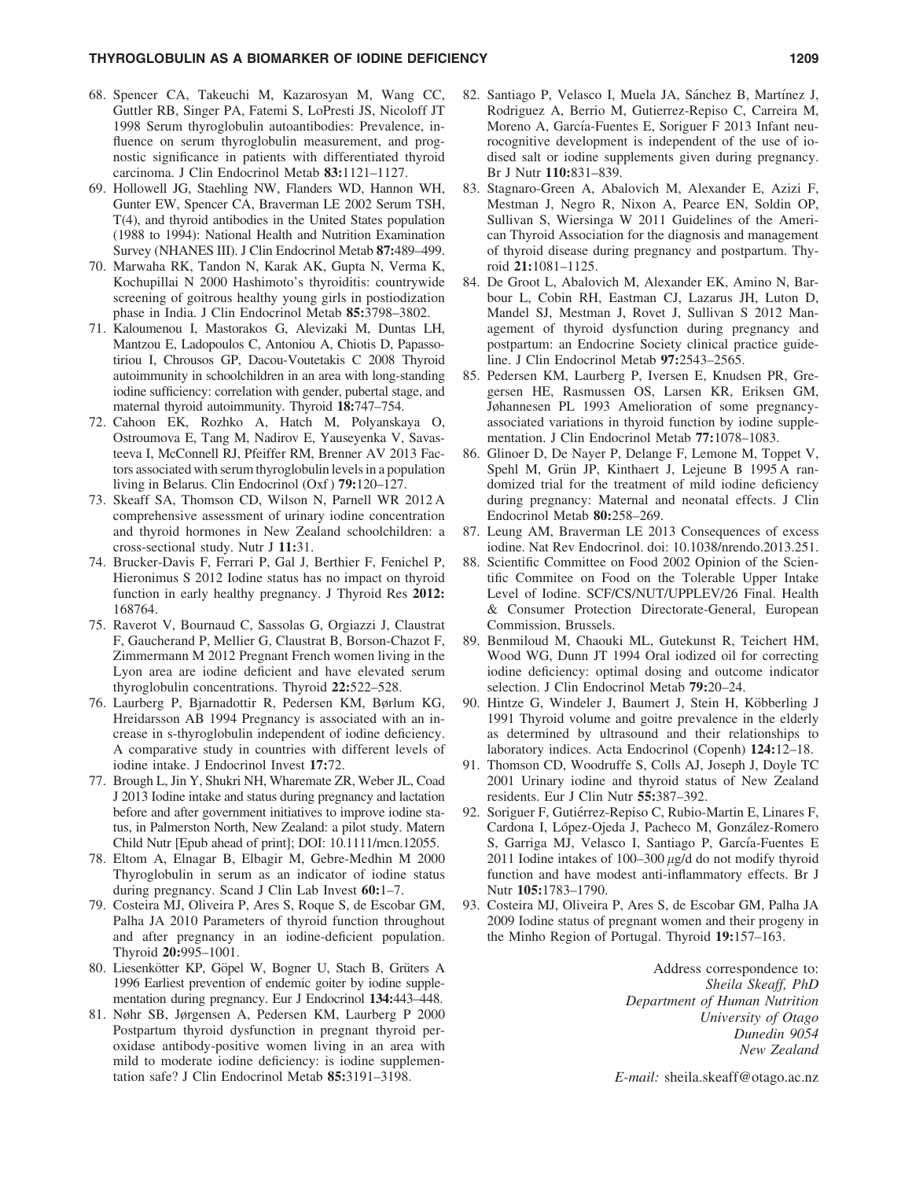68. Spencer CA, Takeuchi M, Kazarosyan M, Wang CC, Guttler RB, Singer PA, Fatemi S, LoPresti JS, Nicoloff JT 1998 Serum thyroglobulin autoantibodies: Prevalence, influence on serum thyroglobulin measurement, and prognostic significance in patients with differentiated thyroid carcinoma. J Clin Endocrinol Metab **83:**1121–1127.
69. Hollowell JG, Staehling NW, Flanders WD, Hannon WH, Gunter EW, Spencer CA, Braverman LE 2002 Serum TSH, T(4), and thyroid antibodies in the United States population (1988 to 1994): National Health and Nutrition Examination Survey (NHANES III). J Clin Endocrinol Metab **87:**489–499.
70. Marwaha RK, Tandon N, Karak AK, Gupta N, Verma K, Kochupillai N 2000 Hashimoto's thyroiditis: countrywide screening of goitrous healthy young girls in postiodization phase in India. J Clin Endocrinol Metab **85:**3798–3802.
71. Kaloumenou I, Mastorakos G, Alevizaki M, Duntas LH, Mantzou E, Ladopoulos C, Antoniou A, Chiotis D, Papassotiriou I, Chrousos GP, Dacou-Voutetakis C 2008 Thyroid autoimmunity in schoolchildren in an area with long-standing iodine sufficiency: correlation with gender, pubertal stage, and maternal thyroid autoimmunity. Thyroid **18:**747–754.
72. Cahoon EK, Rozhko A, Hatch M, Polyanskaya O, Ostroumova E, Tang M, Nadirov E, Yauseyenka V, Savasteeva I, McConnell RJ, Pfeiffer RM, Brenner AV 2013 Factors associated with serum thyroglobulin levels in a population living in Belarus. Clin Endocrinol (Oxf ) **79:**120–127.
73. Skeaff SA, Thomson CD, Wilson N, Parnell WR 2012 A comprehensive assessment of urinary iodine concentration and thyroid hormones in New Zealand schoolchildren: a cross-sectional study. Nutr J **11:**31.
74. Brucker-Davis F, Ferrari P, Gal J, Berthier F, Fenichel P, Hieronimus S 2012 Iodine status has no impact on thyroid function in early healthy pregnancy. J Thyroid Res **2012:** 168764.
75. Raverot V, Bournaud C, Sassolas G, Orgiazzi J, Claustrat F, Gaucherand P, Mellier G, Claustrat B, Borson-Chazot F, Zimmermann M 2012 Pregnant French women living in the Lyon area are iodine deficient and have elevated serum thyroglobulin concentrations. Thyroid **22:**522–528.
76. Laurberg P, Bjarnadottir R, Pedersen KM, Børlum KG, Hreidarsson AB 1994 Pregnancy is associated with an increase in s-thyroglobulin independent of iodine deficiency. A comparative study in countries with different levels of iodine intake. J Endocrinol Invest **17:**72.
77. Brough L, Jin Y, Shukri NH, Wharemate ZR, Weber JL, Coad J 2013 Iodine intake and status during pregnancy and lactation before and after government initiatives to improve iodine status, in Palmerston North, New Zealand: a pilot study. Matern Child Nutr [Epub ahead of print]; DOI: 10.1111/mcn.12055.
78. Eltom A, Elnagar B, Elbagir M, Gebre-Medhin M 2000 Thyroglobulin in serum as an indicator of iodine status during pregnancy. Scand J Clin Lab Invest **60:**1–7.
79. Costeira MJ, Oliveira P, Ares S, Roque S, de Escobar GM, Palha JA 2010 Parameters of thyroid function throughout and after pregnancy in an iodine-deficient population. Thyroid **20:**995–1001.
80. Liesenkötter KP, Göpel W, Bogner U, Stach B, Grüters A 1996 Earliest prevention of endemic goiter by iodine supplementation during pregnancy. Eur J Endocrinol **134:**443–448.
81. Nøhr SB, Jørgensen A, Pedersen KM, Laurberg P 2000 Postpartum thyroid dysfunction in pregnant thyroid peroxidase antibody-positive women living in an area with mild to moderate iodine deficiency: is iodine supplementation safe? J Clin Endocrinol Metab **85:**3191–3198.
82. Santiago P, Velasco I, Muela JA, Sánchez B, Martínez J, Rodriguez A, Berrio M, Gutierrez-Repiso C, Carreira M, Moreno A, García-Fuentes E, Soriguer F 2013 Infant neurocognitive development is independent of the use of iodised salt or iodine supplements given during pregnancy. Br J Nutr **110:**831–839.
83. Stagnaro-Green A, Abalovich M, Alexander E, Azizi F, Mestman J, Negro R, Nixon A, Pearce EN, Soldin OP, Sullivan S, Wiersinga W 2011 Guidelines of the American Thyroid Association for the diagnosis and management of thyroid disease during pregnancy and postpartum. Thyroid **21:**1081–1125.
84. De Groot L, Abalovich M, Alexander EK, Amino N, Barbour L, Cobin RH, Eastman CJ, Lazarus JH, Luton D, Mandel SJ, Mestman J, Rovet J, Sullivan S 2012 Management of thyroid dysfunction during pregnancy and postpartum: an Endocrine Society clinical practice guideline. J Clin Endocrinol Metab **97:**2543–2565.
85. Pedersen KM, Laurberg P, Iversen E, Knudsen PR, Gregersen HE, Rasmussen OS, Larsen KR, Eriksen GM, Jøhannesen PL 1993 Amelioration of some pregnancy-associated variations in thyroid function by iodine supplementation. J Clin Endocrinol Metab **77:**1078–1083.
86. Glinoer D, De Nayer P, Delange F, Lemone M, Toppet V, Spehl M, Grün JP, Kinthaert J, Lejeune B 1995 A randomized trial for the treatment of mild iodine deficiency during pregnancy: Maternal and neonatal effects. J Clin Endocrinol Metab **80:**258–269.
87. Leung AM, Braverman LE 2013 Consequences of excess iodine. Nat Rev Endocrinol. doi: 10.1038/nrendo.2013.251.
88. Scientific Committee on Food 2002 Opinion of the Scientific Commitee on Food on the Tolerable Upper Intake Level of Iodine. SCF/CS/NUT/UPPLEV/26 Final. Health & Consumer Protection Directorate-General, European Commission, Brussels.
89. Benmiloud M, Chaouki ML, Gutekunst R, Teichert HM, Wood WG, Dunn JT 1994 Oral iodized oil for correcting iodine deficiency: optimal dosing and outcome indicator selection. J Clin Endocrinol Metab **79:**20–24.
90. Hintze G, Windeler J, Baumert J, Stein H, Köbberling J 1991 Thyroid volume and goitre prevalence in the elderly as determined by ultrasound and their relationships to laboratory indices. Acta Endocrinol (Copenh) **124:**12–18.
91. Thomson CD, Woodruffe S, Colls AJ, Joseph J, Doyle TC 2001 Urinary iodine and thyroid status of New Zealand residents. Eur J Clin Nutr **55:**387–392.
92. Soriguer F, Gutiérrez-Repiso C, Rubio-Martin E, Linares F, Cardona I, López-Ojeda J, Pacheco M, González-Romero S, Garriga MJ, Velasco I, Santiago P, García-Fuentes E 2011 Iodine intakes of 100–300 $\mu$g/d do not modify thyroid function and have modest anti-inflammatory effects. Br J Nutr **105:**1783–1790.
93. Costeira MJ, Oliveira P, Ares S, de Escobar GM, Palha JA 2009 Iodine status of pregnant women and their progeny in the Minho Region of Portugal. Thyroid **19:**157–163.

Address correspondence to:
*Sheila Skeaff, PhD*
*Department of Human Nutrition*
*University of Otago*
*Dunedin 9054*
*New Zealand*

*E-mail:* sheila.skeaff@otago.ac.nz